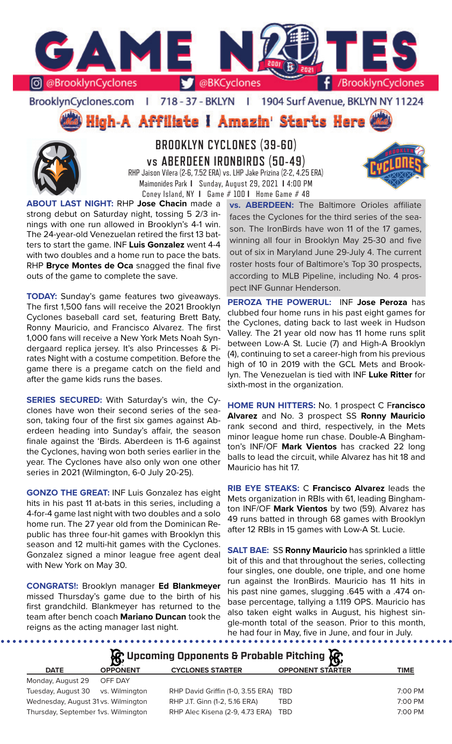# GAME NOTES

@BrooklynCyclones | @BKCyclones | /BrooklynCyclones

BrooklynCyclones.com | 718 - 37 - BKLYN | 1904 Surf Avenue, BKLYN NY 11224

**High-A Affiliate I Amazin' Starts Here**

## BROOKLYN CYCLONES (39-60) vs ABERDEEN IRONBIRDS (50-49)

RHP Jaison Vilera (2-6, 7.52 ERA) vs. LHP Jake Prizina (2-2, 4.25 ERA)

Maimonides Park I Sunday, August 29, 2021 I 4:00 PM

Coney Island, NY I Game # 100 I Home Game # 48

**ABOUT LAST NIGHT:** RHP **Jose Chacin** made a strong debut on Saturday night, tossing 5 2/3 innings with one run allowed in Brooklyn's 4-1 win. The 24-year-old Venezuelan retired the first 13 batters to start the game. INF **Luis Gonzalez** went 4-4 with two doubles and a home run to pace the bats. RHP **Bryce Montes de Oca** snagged the final five outs of the game to complete the save.

**TODAY:** Sunday's game features two giveaways. The first 1,500 fans will receive the 2021 Brooklyn Cyclones baseball card set, featuring Brett Baty, Ronny Mauricio, and Francisco Alvarez. The first 1,000 fans will receive a New York Mets Noah Syndergaard replica jersey. It's also Princesses & Pirates Night with a costume competition. Before the game there is a pregame catch on the field and after the game kids runs the bases.

**SERIES SECURED:** With Saturday's win, the Cyclones have won their second series of the season, taking four of the first six games against Aberdeen heading into Sunday's affair, the season finale against the 'Birds. Aberdeen is 11-6 against the Cyclones, having won both series earlier in the year. The Cyclones have also only won one other series in 2021 (Wilmington, 6-0 July 20-25).

**GONZO THE GREAT:** INF Luis Gonzalez has eight hits in his past 11 at-bats in this series, including a 4-for-4 game last night with two doubles and a solo home run. The 27 year old from the Dominican Republic has three four-hit games with Brooklyn this season and 12 multi-hit games with the Cyclones. Gonzalez signed a minor league free agent deal with New York on May 30.

**CONGRATS!:** Brooklyn manager **Ed Blankmeyer** missed Thursday's game due to the birth of his first grandchild. Blankmeyer has returned to the team after bench coach **Mariano Duncan** took the reigns as the acting manager last night.

**vs. ABERDEEN:** The Baltimore Orioles affiliate faces the Cyclones for the third series of the season. The IronBirds have won 11 of the 17 games, winning all four in Brooklyn May 25-30 and five out of six in Maryland June 29-July 4. The current roster hosts four of Baltimore's Top 30 prospects, according to MLB Pipeline, including No. 4 prospect INF Gunnar Henderson.

**PEROZA THE POWERUL:** INF **Jose Peroza** has clubbed four home runs in his past eight games for the Cyclones, dating back to last week in Hudson Valley. The 21 year old now has 11 home runs split between Low-A St. Lucie (7) and High-A Brooklyn (4), continuing to set a career-high from his previous high of 10 in 2019 with the GCL Mets and Brooklyn. The Venezuelan is tied with INF **Luke Ritter** for sixth-most in the organization.

**HOME RUN HITTERS:** No. 1 prospect C **Francisco Alvarez** and No. 3 prospect SS **Ronny Mauricio** rank second and third, respectively, in the Mets minor league home run chase. Double-A Binghamton's INF/OF **Mark Vientos** has cracked 22 long balls to lead the circuit, while Alvarez has hit 18 and Mauricio has hit 17.

**RIB EYE STEAKS:** C **Francisco Alvarez** leads the Mets organization in RBIs with 61, leading Binghamton INF/OF **Mark Vientos** by two (59). Alvarez has 49 runs batted in through 68 games with Brooklyn after 12 RBIs in 15 games with Low-A St. Lucie.

**SALT BAE:** SS **Ronny Mauricio** has sprinkled a little bit of this and that throughout the series, collecting four singles, one double, one triple, and one home run against the IronBirds. Mauricio has 11 hits in his past nine games, slugging .645 with a .474 on-base percentage, tallying a 1.119 OPS. Mauricio has also taken eight walks in August, his highest single-month total of the season. Prior to this month, he had four in May, five in June, and four in July.

## Upcoming Opponents & Probable Pitching

| DATE | OPPONENT | CYCLONES STARTER | OPPONENT STARTER | TIME |
|---|---|---|---|---|
| Monday, August 29 | OFF DAY | | | |
| Tuesday, August 30 | vs. Wilmington | RHP David Griffin (1-0, 3.55 ERA) | TBD | 7:00 PM |
| Wednesday, August 31 | vs. Wilmington | RHP J.T. Ginn (1-2, 5.16 ERA) | TBD | 7:00 PM |
| Thursday, September 1 | vs. Wilmington | RHP Alec Kisena (2-9, 4.73 ERA) | TBD | 7:00 PM |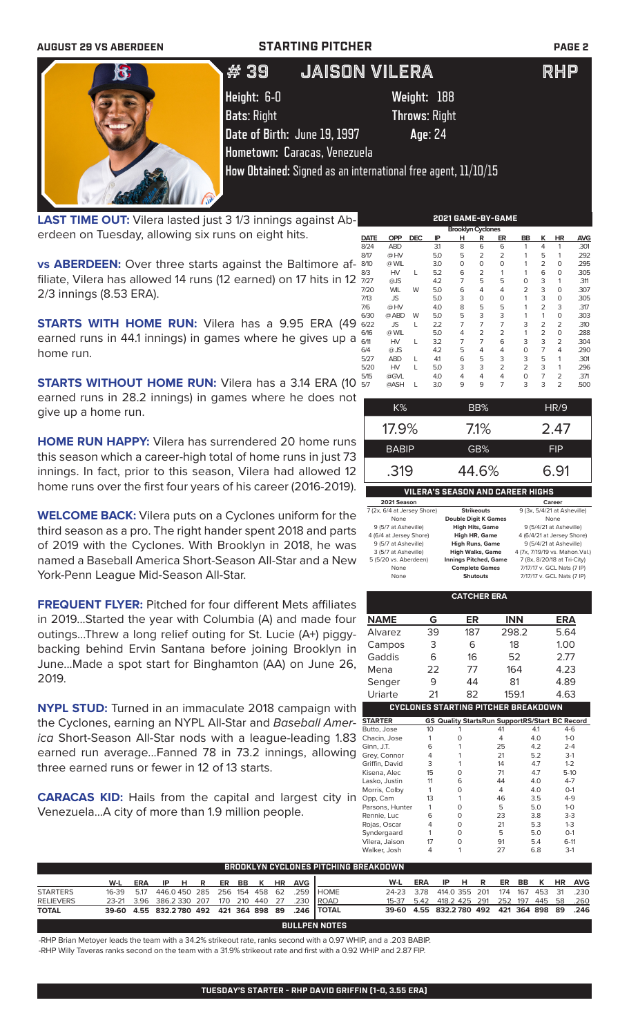AUGUST 29 VS ABERDEEN — STARTING PITCHER

# # 39 JAISON VILERA — RHP

**Height:** 6-0 **Weight:** 188
**Bats:** Right **Throws:** Right
**Date of Birth:** June 19, 1997 **Age:** 24
**Hometown:** Caracas, Venezuela
**How Obtained:** Signed as an international free agent, 11/10/15

**LAST TIME OUT:** Vilera lasted just 3 1/3 innings against Aberdeen on Tuesday, allowing six runs on eight hits.

**vs ABERDEEN:** Over three starts against the Baltimore affiliate, Vilera has allowed 14 runs (12 earned) on 17 hits in 12 2/3 innings (8.53 ERA).

**STARTS WITH HOME RUN:** Vilera has a 9.95 ERA (49 earned runs in 44.1 innings) in games where he gives up a home run.

**STARTS WITHOUT HOME RUN:** Vilera has a 3.14 ERA (10 earned runs in 28.2 innings) in games where he does not give up a home run.

**HOME RUN HAPPY:** Vilera has surrendered 20 home runs this season which a career-high total of home runs in just 73 innings. In fact, prior to this season, Vilera had allowed 12 home runs over the first four years of his career (2016-2019).

**WELCOME BACK:** Vilera puts on a Cyclones uniform for the third season as a pro. The right hander spent 2018 and parts of 2019 with the Cyclones. With Brooklyn in 2018, he was named a Baseball America Short-Season All-Star and a New York-Penn League Mid-Season All-Star.

**FREQUENT FLYER:** Pitched for four different Mets affiliates in 2019...Started the year with Columbia (A) and made four outings...Threw a long relief outing for St. Lucie (A+) piggy-backing behind Ervin Santana before joining Brooklyn in June...Made a spot start for Binghamton (AA) on June 26, 2019.

**NYPL STUD:** Turned in an immaculate 2018 campaign with the Cyclones, earning an NYPL All-Star and *Baseball America* Short-Season All-Star nods with a league-leading 1.83 earned run average...Fanned 78 in 73.2 innings, allowing three earned runs or fewer in 12 of 13 starts.

**CARACAS KID:** Hails from the capital and largest city in Venezuela...A city of more than 1.9 million people.

## 2021 GAME-BY-GAME

Brooklyn Cyclones

| DATE | OPP | DEC | IP | H | R | ER | BB | K | HR | AVG |
|---|---|---|---|---|---|---|---|---|---|---|
| 8/24 | ABD | | 3.1 | 8 | 6 | 6 | 1 | 4 | 1 | .301 |
| 8/17 | @HV | | 5.0 | 5 | 2 | 2 | 1 | 5 | 1 | .292 |
| 8/10 | @WIL | | 3.0 | 0 | 0 | 0 | 1 | 2 | 0 | .295 |
| 8/3 | HV | L | 5.2 | 6 | 2 | 1 | 1 | 6 | 0 | .305 |
| 7/27 | @JS | | 4.2 | 7 | 5 | 5 | 0 | 3 | 1 | .311 |
| 7/20 | WIL | W | 5.0 | 6 | 4 | 4 | 2 | 3 | 0 | .307 |
| 7/13 | JS | | 5.0 | 3 | 0 | 0 | 1 | 3 | 0 | .305 |
| 7/6 | @HV | | 4.0 | 8 | 5 | 5 | 1 | 2 | 3 | .317 |
| 6/30 | @ABD | W | 5.0 | 5 | 3 | 3 | 1 | 1 | 0 | .303 |
| 6/22 | JS | L | 2.2 | 7 | 7 | 7 | 3 | 2 | 2 | .310 |
| 6/16 | @WIL | | 5.0 | 4 | 2 | 2 | 1 | 2 | 0 | .288 |
| 6/11 | HV | L | 3.2 | 7 | 7 | 6 | 3 | 3 | 2 | .304 |
| 6/4 | @JS | | 4.2 | 5 | 4 | 4 | 0 | 7 | 4 | .290 |
| 5/27 | ABD | L | 4.1 | 6 | 5 | 3 | 3 | 5 | 1 | .301 |
| 5/20 | HV | L | 5.0 | 3 | 3 | 2 | 2 | 3 | 1 | .296 |
| 5/15 | @GVL | | 4.0 | 4 | 4 | 4 | 0 | 7 | 2 | .371 |
| 5/7 | @ASH | L | 3.0 | 9 | 9 | 7 | 3 | 3 | 2 | .500 |

| K% | BB% | HR/9 |
|---|---|---|
| 17.9% | 7.1% | 2.47 |
| **BABIP** | **GB%** | **FIP** |
| .319 | 44.6% | 6.91 |

## VILERA'S SEASON AND CAREER HIGHS

| 2021 Season | | Career |
|---|---|---|
| 7 (2x, 6/4 at Jersey Shore) | Strikeouts | 9 (3x, 5/4/21 at Asheville) |
| None | Double Digit K Games | None |
| 9 (5/7 at Asheville) | High Hits, Game | 9 (5/4/21 at Asheville) |
| 4 (6/4 at Jersey Shore) | High HR, Game | 4 (6/4/21 at Jersey Shore) |
| 9 (5/7 at Asheville) | High Runs, Game | 9 (5/4/21 at Asheville) |
| 3 (5/7 at Asheville) | High Walks, Game | 4 (7x, 7/19/19 vs. Mahon.Val.) |
| 5 (5/20 vs. Aberdeen) | Innings Pitched, Game | 7 (8x, 8/20/18 at Tri-City) |
| None | Complete Games | 7/17/17 v. GCL Nats (7 IP) |
| None | Shutouts | 7/17/17 v. GCL Nats (7 IP) |

## CATCHER ERA

| NAME | G | ER | INN | ERA |
|---|---|---|---|---|
| Alvarez | 39 | 187 | 298.2 | 5.64 |
| Campos | 3 | 6 | 18 | 1.00 |
| Gaddis | 6 | 16 | 52 | 2.77 |
| Mena | 22 | 77 | 164 | 4.23 |
| Senger | 9 | 44 | 81 | 4.89 |
| Uriarte | 21 | 82 | 159.1 | 4.63 |

## CYCLONES STARTING PITCHER BREAKDOWN

| STARTER | GS | Quality Starts | Run Support | RS/Start | BC Record |
|---|---|---|---|---|---|
| Butto, Jose | 10 | 1 | 41 | 4.1 | 4-6 |
| Chacin, Jose | 1 | 0 | 4 | 4.0 | 1-0 |
| Ginn, J.T. | 6 | 1 | 25 | 4.2 | 2-4 |
| Grey, Connor | 4 | 1 | 21 | 5.2 | 3-1 |
| Griffin, David | 3 | 1 | 14 | 4.7 | 1-2 |
| Kisena, Alec | 15 | 0 | 71 | 4.7 | 5-10 |
| Lasko, Justin | 11 | 6 | 44 | 4.0 | 4-7 |
| Morris, Colby | 1 | 0 | 4 | 4.0 | 0-1 |
| Opp, Cam | 13 | 1 | 46 | 3.5 | 4-9 |
| Parsons, Hunter | 1 | 0 | 5 | 5.0 | 1-0 |
| Rennie, Luc | 6 | 0 | 23 | 3.8 | 3-3 |
| Rojas, Oscar | 4 | 0 | 21 | 5.3 | 1-3 |
| Syndergaard | 1 | 0 | 5 | 5.0 | 0-1 |
| Vilera, Jaison | 17 | 0 | 91 | 5.4 | 6-11 |
| Walker, Josh | 4 | 1 | 27 | 6.8 | 3-1 |

## BROOKLYN CYCLONES PITCHING BREAKDOWN

| | W-L | ERA | IP | H | R | ER | BB | K | HR | AVG |
|---|---|---|---|---|---|---|---|---|---|---|
| STARTERS | 16-39 | 5.17 | 446.0 | 450 | 285 | 256 | 154 | 458 | 62 | .259 |
| RELIEVERS | 23-21 | 3.96 | 386.2 | 330 | 207 | 170 | 210 | 440 | 27 | .230 |
| TOTAL | 39-60 | 4.55 | 832.2 | 780 | 492 | 421 | 364 | 898 | 89 | .246 |

| | W-L | ERA | IP | H | R | ER | BB | K | HR | AVG |
|---|---|---|---|---|---|---|---|---|---|---|
| HOME | 24-23 | 3.78 | 414.0 | 355 | 201 | 174 | 167 | 453 | 31 | .230 |
| ROAD | 15-37 | 5.42 | 418.2 | 425 | 291 | 252 | 197 | 445 | 58 | .260 |
| TOTAL | 39-60 | 4.55 | 832.2 | 780 | 492 | 421 | 364 | 898 | 89 | .246 |

## BULLPEN NOTES

-RHP Brian Metoyer leads the team with a 34.2% strikeout rate, ranks second with a 0.97 WHIP, and a .203 BABIP.
-RHP Willy Taveras ranks second on the team with a 31.9% strikeout rate and first with a 0.92 WHIP and 2.87 FIP.

**TUESDAY'S STARTER - RHP DAVID GRIFFIN (1-0, 3.55 ERA)**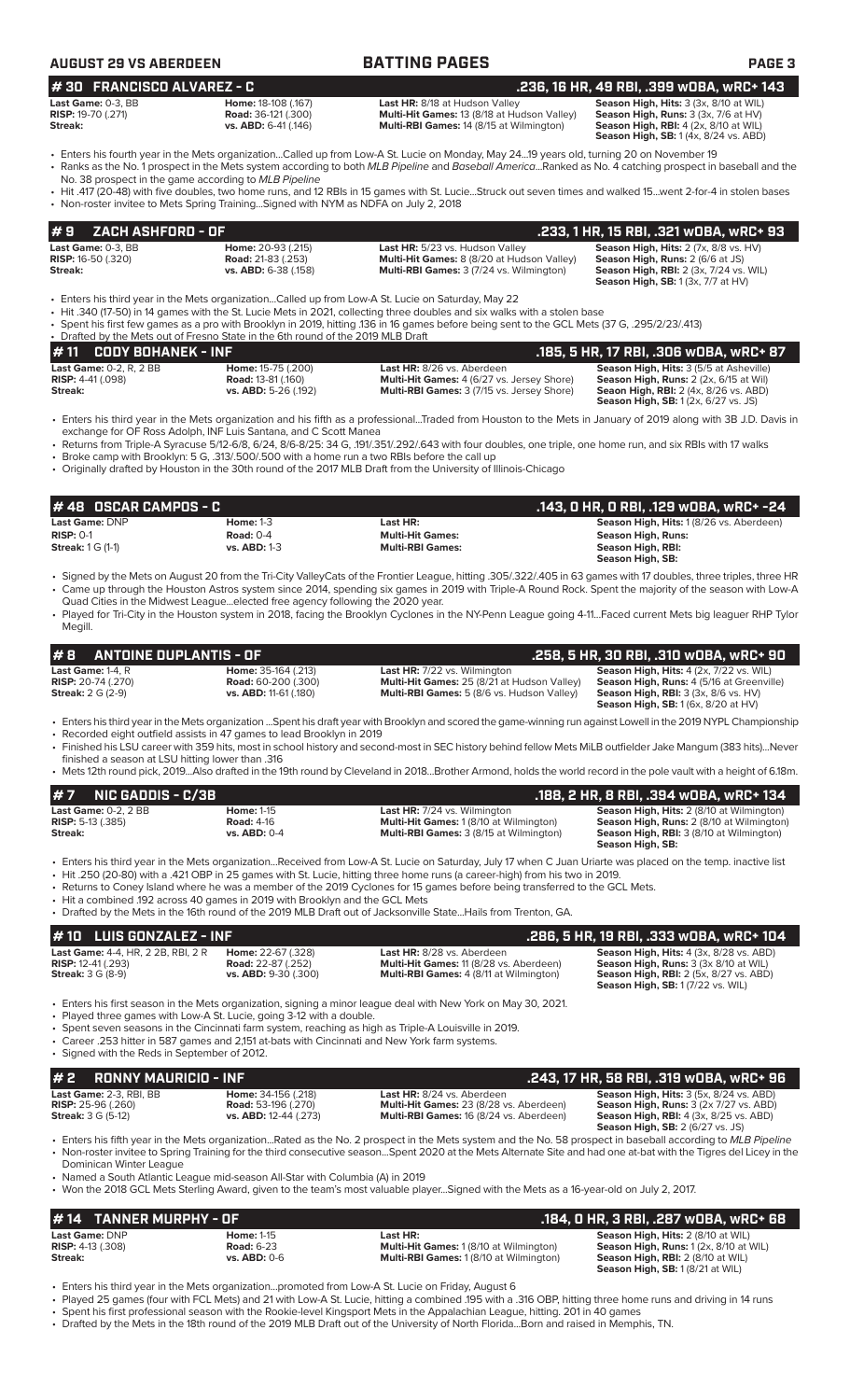**AUGUST 29 VS ABERDEEN** | **BATTING PAGES**

## # 30 FRANCISCO ALVAREZ - C — .236, 16 HR, 49 RBI, .399 wOBA, wRC+ 143

| | | | |
|---|---|---|---|
| **Last Game:** 0-3, BB | **Home:** 18-108 (.167) | **Last HR:** 8/18 at Hudson Valley | **Season High, Hits:** 3 (3x, 8/10 at WIL) |
| **RISP:** 19-70 (.271) | **Road:** 36-121 (.300) | **Multi-Hit Games:** 13 (8/18 at Hudson Valley) | **Season High, Runs:** 3 (3x, 7/6 at HV) |
| **Streak:** | **vs. ABD:** 6-41 (.146) | **Multi-RBI Games:** 14 (8/15 at Wilmington) | **Season High, RBI:** 4 (2x, 8/10 at WIL) |
| | | | **Season High, SB:** 1 (4x, 8/24 vs. ABD) |

- Enters his fourth year in the Mets organization...Called up from Low-A St. Lucie on Monday, May 24...19 years old, turning 20 on November 19
- Ranks as the No. 1 prospect in the Mets system according to both *MLB Pipeline* and *Baseball America*...Ranked as No. 4 catching prospect in baseball and the No. 38 prospect in the game according to *MLB Pipeline*
- Hit .417 (20-48) with five doubles, two home runs, and 12 RBIs in 15 games with St. Lucie...Struck out seven times and walked 15...went 2-for-4 in stolen bases
- Non-roster invitee to Mets Spring Training...Signed with NYM as NDFA on July 2, 2018

## # 9 ZACH ASHFORD - OF — .233, 1 HR, 15 RBI, .321 wOBA, wRC+ 93

| | | | |
|---|---|---|---|
| **Last Game:** 0-3, BB | **Home:** 20-93 (.215) | **Last HR:** 5/23 vs. Hudson Valley | **Season High, Hits:** 2 (7x, 8/8 vs. HV) |
| **RISP:** 16-50 (.320) | **Road:** 21-83 (.253) | **Multi-Hit Games:** 8 (8/20 at Hudson Valley) | **Season High, Runs:** 2 (6/6 at JS) |
| **Streak:** | **vs. ABD:** 6-38 (.158) | **Multi-RBI Games:** 3 (7/24 vs. Wilmington) | **Season High, RBI:** 2 (3x, 7/24 vs. WIL) |
| | | | **Season High, SB:** 1 (3x, 7/7 at HV) |

- Enters his third year in the Mets organization...Called up from Low-A St. Lucie on Saturday, May 22
- Hit .340 (17-50) in 14 games with the St. Lucie Mets in 2021, collecting three doubles and six walks with a stolen base
- Spent his first few games as a pro with Brooklyn in 2019, hitting .136 in 16 games before being sent to the GCL Mets (37 G, .295/2/23/.413)
- Drafted by the Mets out of Fresno State in the 6th round of the 2019 MLB Draft

## # 11 CODY BOHANEK - INF — .185, 5 HR, 17 RBI, .306 wOBA, wRC+ 87

| | | | |
|---|---|---|---|
| **Last Game:** 0-2, R, 2 BB | **Home:** 15-75 (.200) | **Last HR:** 8/26 vs. Aberdeen | **Season High, Hits:** 3 (5/5 at Asheville) |
| **RISP:** 4-41 (.098) | **Road:** 13-81 (.160) | **Multi-Hit Games:** 4 (6/27 vs. Jersey Shore) | **Season High, Runs:** 2 (2x, 6/15 at Wil) |
| **Streak:** | **vs. ABD:** 5-26 (.192) | **Multi-RBI Games:** 3 (7/15 vs. Jersey Shore) | **Season High, RBI:** 2 (4x, 8/26 vs. ABD) |
| | | | **Season High, SB:** 1 (2x, 6/27 vs. JS) |

- Enters his third year in the Mets organization and his fifth as a professional...Traded from Houston to the Mets in January of 2019 along with 3B J.D. Davis in exchange for OF Ross Adolph, INF Luis Santana, and C Scott Manea
- Returns from Triple-A Syracuse 5/12-6/8, 6/24, 8/6-8/25: 34 G, .191/.351/.292/.643 with four doubles, one triple, one home run, and six RBIs with 17 walks
- Broke camp with Brooklyn: 5 G, .313/.500/.500 with a home run a two RBIs before the call up
- Originally drafted by Houston in the 30th round of the 2017 MLB Draft from the University of Illinois-Chicago

## # 48 OSCAR CAMPOS - C — .143, 0 HR, 0 RBI, .129 wOBA, wRC+ -24

| | | | |
|---|---|---|---|
| **Last Game:** DNP | **Home:** 1-3 | **Last HR:** | **Season High, Hits:** 1 (8/26 vs. Aberdeen) |
| **RISP:** 0-1 | **Road:** 0-4 | **Multi-Hit Games:** | **Season High, Runs:** |
| **Streak:** 1 G (1-1) | **vs. ABD:** 1-3 | **Multi-RBI Games:** | **Season High, RBI:** |
| | | | **Season High, SB:** |

- Signed by the Mets on August 20 from the Tri-City ValleyCats of the Frontier League, hitting .305/.322/.405 in 63 games with 17 doubles, three triples, three HR
- Came up through the Houston Astros system since 2014, spending six games in 2019 with Triple-A Round Rock. Spent the majority of the season with Low-A Quad Cities in the Midwest League...elected free agency following the 2020 year.
- Played for Tri-City in the Houston system in 2018, facing the Brooklyn Cyclones in the NY-Penn League going 4-11...Faced current Mets big leaguer RHP Tylor Megill.

## # 8 ANTOINE DUPLANTIS - OF — .258, 5 HR, 30 RBI, .310 wOBA, wRC+ 90

| | | | |
|---|---|---|---|
| **Last Game:** 1-4, R | **Home:** 35-164 (.213) | **Last HR:** 7/22 vs. Wilmington | **Season High, Hits:** 4 (2x, 7/22 vs. WIL) |
| **RISP:** 20-74 (.270) | **Road:** 60-200 (.300) | **Multi-Hit Games:** 25 (8/21 at Hudson Valley) | **Season High, Runs:** 4 (5/16 at Greenville) |
| **Streak:** 2 G (2-9) | **vs. ABD:** 11-61 (.180) | **Multi-RBI Games:** 5 (8/6 vs. Hudson Valley) | **Season High, RBI:** 3 (3x, 8/6 vs. HV) |
| | | | **Season High, SB:** 1 (6x, 8/20 at HV) |

- Enters his third year in the Mets organization ...Spent his draft year with Brooklyn and scored the game-winning run against Lowell in the 2019 NYPL Championship
- Recorded eight outfield assists in 47 games to lead Brooklyn in 2019
- Finished his LSU career with 359 hits, most in school history and second-most in SEC history behind fellow Mets MiLB outfielder Jake Mangum (383 hits)...Never finished a season at LSU hitting lower than .316
- Mets 12th round pick, 2019...Also drafted in the 19th round by Cleveland in 2018...Brother Armond, holds the world record in the pole vault with a height of 6.18m.

## # 7 NIC GADDIS - C/3B — .188, 2 HR, 8 RBI, .394 wOBA, wRC+ 134

| | | | |
|---|---|---|---|
| **Last Game:** 0-2, 2 BB | **Home:** 1-15 | **Last HR:** 7/24 vs. Wilmington | **Season High, Hits:** 2 (8/10 at Wilmington) |
| **RISP:** 5-13 (.385) | **Road:** 4-16 | **Multi-Hit Games:** 1 (8/10 at Wilmington) | **Season High, Runs:** 2 (8/10 at Wilmington) |
| **Streak:** | **vs. ABD:** 0-4 | **Multi-RBI Games:** 3 (8/15 at Wilmington) | **Season High, RBI:** 3 (8/10 at Wilmington) |
| | | | **Season High, SB:** |

- Enters his third year in the Mets organization...Received from Low-A St. Lucie on Saturday, July 17 when C Juan Uriarte was placed on the temp. inactive list
- Hit .250 (20-80) with a .421 OBP in 25 games with St. Lucie, hitting three home runs (a career-high) from his two in 2019.
- Returns to Coney Island where he was a member of the 2019 Cyclones for 15 games before being transferred to the GCL Mets.
- Hit a combined .192 across 40 games in 2019 with Brooklyn and the GCL Mets
- Drafted by the Mets in the 16th round of the 2019 MLB Draft out of Jacksonville State...Hails from Trenton, GA.

## # 10 LUIS GONZALEZ - INF — .286, 5 HR, 19 RBI, .333 wOBA, wRC+ 104

| | | | |
|---|---|---|---|
| **Last Game:** 4-4, HR, 2 2B, RBI, 2 R | **Home:** 22-67 (.328) | **Last HR:** 8/28 vs. Aberdeen | **Season High, Hits:** 4 (3x, 8/28 vs. ABD) |
| **RISP:** 12-41 (.293) | **Road:** 22-87 (.252) | **Multi-Hit Games:** 11 (8/28 vs. Aberdeen) | **Season High, Runs:** 3 (3x 8/10 at WIL) |
| **Streak:** 3 G (8-9) | **vs. ABD:** 9-30 (.300) | **Multi-RBI Games:** 4 (8/11 at Wilmington) | **Season High, RBI:** 2 (5x, 8/27 vs. ABD) |
| | | | **Season High, SB:** 1 (7/22 vs. WIL) |

- Enters his first season in the Mets organization, signing a minor league deal with New York on May 30, 2021.
- Played three games with Low-A St. Lucie, going 3-12 with a double.
- Spent seven seasons in the Cincinnati farm system, reaching as high as Triple-A Louisville in 2019.
- Career .253 hitter in 587 games and 2,151 at-bats with Cincinnati and New York farm systems.
- Signed with the Reds in September of 2012.

## # 2 RONNY MAURICIO - INF — .243, 17 HR, 58 RBI, .319 wOBA, wRC+ 96

| | | | |
|---|---|---|---|
| **Last Game:** 2-3, RBI, BB | **Home:** 34-156 (.218) | **Last HR:** 8/24 vs. Aberdeen | **Season High, Hits:** 3 (5x, 8/24 vs. ABD) |
| **RISP:** 25-96 (.260) | **Road:** 53-196 (.270) | **Multi-Hit Games:** 23 (8/28 vs. Aberdeen) | **Season High, Runs:** 3 (2x 7/27 vs. ABD) |
| **Streak:** 3 G (5-12) | **vs. ABD:** 12-44 (.273) | **Multi-RBI Games:** 16 (8/24 vs. Aberdeen) | **Season High, RBI:** 4 (3x, 8/25 vs. ABD) |
| | | | **Season High, SB:** 2 (6/27 vs. JS) |

- Enters his fifth year in the Mets organization...Rated as the No. 2 prospect in the Mets system and the No. 58 prospect in baseball according to *MLB Pipeline*
- Non-roster invitee to Spring Training for the third consecutive season...Spent 2020 at the Mets Alternate Site and had one at-bat with the Tigres del Licey in the Dominican Winter League
- Named a South Atlantic League mid-season All-Star with Columbia (A) in 2019
- Won the 2018 GCL Mets Sterling Award, given to the team's most valuable player...Signed with the Mets as a 16-year-old on July 2, 2017.

## # 14 TANNER MURPHY - OF — .184, 0 HR, 3 RBI, .287 wOBA, wRC+ 68

| | | | |
|---|---|---|---|
| **Last Game:** DNP | **Home:** 1-15 | **Last HR:** | **Season High, Hits:** 2 (8/10 at WIL) |
| **RISP:** 4-13 (.308) | **Road:** 6-23 | **Multi-Hit Games:** 1 (8/10 at Wilmington) | **Season High, Runs:** 1 (2x, 8/10 at WIL) |
| **Streak:** | **vs. ABD:** 0-6 | **Multi-RBI Games:** 1 (8/10 at Wilmington) | **Season High, RBI:** 2 (8/10 at WIL) |
| | | | **Season High, SB:** 1 (8/21 at WIL) |

- Enters his third year in the Mets organization...promoted from Low-A St. Lucie on Friday, August 6
- Played 25 games (four with FCL Mets) and 21 with Low-A St. Lucie, hitting a combined .195 with a .316 OBP, hitting three home runs and driving in 14 runs
- Spent his first professional season with the Rookie-level Kingsport Mets in the Appalachian League, hitting .201 in 40 games
- Drafted by the Mets in the 18th round of the 2019 MLB Draft out of the University of North Florida...Born and raised in Memphis, TN.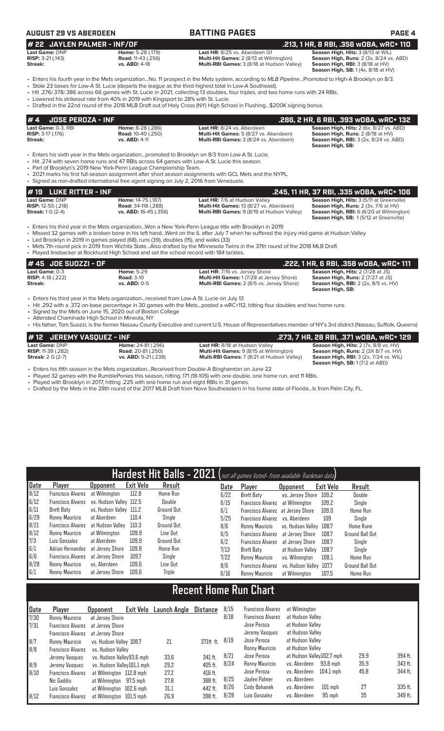## AUGUST 29 VS ABERDEEN — BATTING PAGES

### # 22 JAYLEN PALMER - INF/OF — .213, 1 HR, 8 RBI, .356 wOBA, wRC+ 110

**Last Game:** DNP
**RISP:** 3-21 (.143)
**Streak:**

**Home:** 5-28 (.179)
**Road:** 11-43 (.256)
**vs. ABD:** 4-18

**Last HR:** 8/25 vs. Aberdeen G1
**Multi-Hit Games:** 2 (8/13 at Wilmington)
**Multi-RBI Games:** 3 (8/18 at Hudson Valley)

**Season High, Hits:** 3 (8/13 at WIL)
**Season High, Runs:** 2 (3x, 8/24 vs. ABD)
**Season High, RBI:** 3 (8/18 at HV)
**Season High, SB:** 1 (4x, 8/18 at HV)

- Enters his fourth year in the Mets organization...No. 11 prospect in the Mets system, according to *MLB Pipeline*...Promoted to High-A Brooklyn on 8/3.
- Stole 23 bases for Low-A St. Lucie (departs the league as the third-highest total in Low-A Southeast).
- Hit .276/.378/.386 across 66 games with St. Lucie in 2021, collecting 13 doubles, four triples, and two home runs with 24 RBIs.
- Lowered his strikeout rate from 40% in 2019 with Kingsport to 28% with St. Lucie.
- Drafted in the 22nd round of the 2018 MLB Draft out of Holy Cross (NY) High School in Flushing...$200K signing bonus

### # 4 JOSE PEROZA - INF — .286, 2 HR, 6 RBI, .393 wOBA, wRC+ 132

**Last Game:** 0-3, RBI
**RISP:** 3-17 (.176)
**Streak:**

**Home:** 8-28 (.286)
**Road:** 10-40 (.250)
**vs. ABD:** 4-11

**Last HR:** 8/24 vs. Aberdeen
**Multi-Hit Games:** 5 (8/27 vs. Aberdeen)
**Multi-RBI Games:** 3 (8/24 vs. Aberdeen)

**Season High, Hits:** 2 (6x, 8/27 vs. ABD)
**Season High, Runs:** 2 (8/18 at HV)
**Season High, RBI:** 3 (2x, 8/24 vs. ABD)
**Season High, SB:**

- Enters his sixth year in the Mets organization...promoted to Brooklyn on 8/3 from Low-A St. Lucie.
- Hit .274 with seven home runs and 47 RBIs across 64 games with Low-A St. Lucie this season.
- Part of Brooklyn's 2019 New York-Penn League Championship Team.
- 2021 marks his first full-season assignment after short season assignments with GCL Mets and the NYPL.
- Signed as non-drafted international free agent signing on July 2, 2016 from Venezuela.

### # 19 LUKE RITTER - INF — .245, 11 HR, 37 RBI, .335 wOBA, wRC+ 106

**Last Game:** DNP
**RISP:** 12-55 (.218)
**Streak:** 1 G (2-4)

**Home:** 14-75 (.187)
**Road:** 34-118 (.288)
**vs. ABD:** 16-45 (.356)

**Last HR:** 7/6 at Hudson Valley
**Multi-Hit Games:** 13 (8/27 vs. Aberdeen)
**Multi-RBI Games:** 9 (8/19 at Hudson Valley)

**Season High, Hits:** 3 (5/11 at Greenville)
**Season High, Runs:** 2 (3x, 7/6 at HV)
**Season High, RBI:** 6 (6/20 at Wilmington)
**Season High, SB:** 1 (5/12 at Greenville)

- Enters his third year in the Mets organization...Won a New York-Penn League title with Brooklyn in 2019
- Missed 32 games with a broken bone in his left hand...Went on the IL after July 7 when he suffered the injury mid-game at Hudson Valley
- Led Brooklyn in 2019 in games played (68), runs (39), doubles (15), and walks (33)
- Mets 7th-round pick in 2019 from Wichita State...Also drafted by the Minnesota Twins in the 37th round of the 2018 MLB Draft
- Played linebacker at Rockhurst High School and set the school record with 184 tackles.

### # 45 JOE SUOZZI - OF — .222, 1 HR, 6 RBI, .358 wOBA, wRC+ 111

**Last Game:** 0-3
**RISP:** 4-18 (.222)
**Streak:**

**Home:** 5-29
**Road:** 3-10
**vs. ABD:** 0-5

**Last HR:** 7/16 vs. Jersey Shore
**Multi-Hit Games:** 1 (7/28 at Jersey Shore)
**Multi-RBI Games:** 2 (8/5 vs. Jersey Shore)

**Season High, Hits:** 2 (7/28 at JS)
**Season High, Runs:** 2 (7/27 at JS)
**Season High, RBI:** 2 (2x, 8/5 vs. HV)
**Season High, SB:**

- Enters his third year in the Mets organization...received from Low-A St. Lucie on July 13
- Hit .292 with a .372 on-base percentage in 30 games with the Mets...posted a wRC+112, hitting four doubles and two home runs
- Signed by the Mets on June 15, 2020 out of Boston College
- Attended Chaminade High School in Mineola, NY
- His father, Tom Suozzi, is the former Nassau County Executive and current U.S. House of Representatives member of NY's 3rd district (Nassau, Suffolk, Queens)

### # 12 JEREMY VASQUEZ - INF — .273, 7 HR, 28 RBI, .371 wOBA, wRC+ 129

**Last Game:** DNP
**RISP:** 11-39 (.282)
**Streak:** 2 G (2-7)

**Home:** 24-81 (.296)
**Road:** 20-81 (.250)
**vs. ABD:** 5-21 (.238)

**Last HR:** 8/18 at Hudson Valley
**Multi-Hit Games:** 9 (8/15 at Wilmington)
**Multi-RBI Games:** 7 (8/21 at Hudson Valley)

**Season High, Hits:** 2 (7x, 8/8 vs. HV)
**Season High, Runs:** 2 (3X 8/7 vs. HV)
**Season High, RBI:** 3 (2x, 7/24 vs. WIL)
**Season High, SB:** 1 (7/2 at ABD)

- Enters his fifth season in the Mets organization...Received from Double-A Binghamton on June 22
- Played 32 games with the RumblePonies this season, hitting .171 (18-105) with one double, one home run, and 11 RBIs.
- Played with Brooklyn in 2017, hitting .225 with one home run and eight RBIs in 31 games.
- Drafted by the Mets in the 28th round of the 2017 MLB Draft from Nova Southeastern in his home state of Florida...Is from Palm City, FL.

## Hardest Hit Balls - 2021 (not all games listed- from available Trackman data)

| Date | Player | Opponent | Exit Velo | Result |
|---|---|---|---|---|
| 8/12 | Francisco Alvarez | at Wilmington | 112.8 | Home Run |
| 6/12 | Francisco Alvarez | vs. Hudson Valley | 112.5 | Double |
| 6/11 | Brett Baty | vs. Hudson Valley | 111.2 | Ground Out |
| 6/29 | Ronny Mauricio | at Aberdeen | 110.4 | Single |
| 8/21 | Francisco Alvarez | at Hudson Valley | 110.3 | Ground Out |
| 8/12 | Ronny Mauricio | at Wilmington | 109.9 | Line Out |
| 7/3 | Luis Gonzalez | at Aberdeen | 109.9 | Ground Out |
| 6/1 | Adrian Hernandez | at Jersey Shore | 109.8 | Home Run |
| 6/6 | Francisco Alvarez | at Jersey Shore | 109.7 | Single |
| 8/28 | Ronny Mauricio | vs. Aberdeen | 109.6 | Line Out |
| 6/1 | Ronny Mauricio | at Jersey Shore | 109.6 | Triple |
| 6/22 | Brett Baty | vs. Jersey Shore | 109.2 | Double |
| 6/15 | Francisco Alvarez | at Wilmington | 109.2 | Single |
| 6/1 | Francisco Alvarez | at Jersey Shore | 109.0 | Home Run |
| 5/25 | Francisco Alvarez | vs. Aberdeen | 109 | Single |
| 8/6 | Ronny Mauricio | vs. Hudson Valley | 108.7 | Home Rune |
| 6/5 | Francisco Alvarez | at Jersey Shore | 108.7 | Ground Ball Out |
| 6/2 | Francisco Alvarez | at Jersey Shore | 108.7 | Single |
| 7/13 | Brett Baty | at Hudson Valley | 108.7 | Single |
| 7/22 | Ronny Mauricio | vs. Wilmington | 108.1 | Home Run |
| 8/6 | Francisco Alvarez | vs. Hudson Valley | 107.7 | Ground Ball Out |
| 6/16 | Ronny Mauricio | at Wilmington | 107.5 | Home Run |

## Recent Home Run Chart

| Date | Player | Opponent | Exit Velo | Launch Angle | Distance |
|---|---|---|---|---|---|
| 7/30 | Ronny Mauricio | at Jersey Shore | | | |
| 7/31 | Francisco Alvarez | at Jersey Shore | | | |
| | Francisco Alvarez | at Jersey Shore | | | |
| 8/7 | Ronny Mauricio | vs. Hudson Valley | 108.7 | 21 | 371ft ft. |
| 8/8 | Francisco Alvarez | vs. Hudson Valley | | | |
| | Jeremy Vasquez | vs. Hudson Valley | 93.6 mph | 33.6 | 341 ft. |
| 8/9 | Jeremy Vasquez | vs. Hudson Valley | 101.1 mph | 29.2 | 405 ft. |
| 8/10 | Francisco Alvarez | at Wilmington | 112.8 mph | 27.2 | 416 ft. |
| | Nic Gaddis | at Wilmington | 97.5 mph | 27.8 | 388 ft. |
| | Luis Gonzalez | at Wilmington | 102.6 mph | 31.1 | 442 ft. |
| 8/12 | Francisco Alvarez | at Wilmington | 101.5 mph | 26.9 | 398 ft. |
| 8/15 | Francisco Alvarez | at Wilmington | | | |
| 8/18 | Francisco Alvarez | at Hudson Valley | | | |
| | Jose Peroza | at Hudson Valley | | | |
| | Jeremy Vasquez | at Hudson Valley | | | |
| 8/19 | Jose Peroza | at Hudson Valley | | | |
| | Ronny Mauricio | at Hudson Valley | | | |
| 8/21 | Jose Peroza | at Hudson Valley | 102.7 mph | 29.9 | 394 ft. |
| 8/24 | Ronny Mauricio | vs. Aberdeen | 93.8 mph | 35.9 | 343 ft. |
| | Jose Peroza | vs. Aberdeen | 104.1 mph | 45.8 | 344 ft. |
| 8/25 | Jaylen Palmer | vs. Aberdeen | | | |
| 8/26 | Cody Bohanek | vs. Aberdeen | 101 mph | 27 | 335 ft. |
| 8/28 | Luis Gonzalez | vs. Aberdeen | 95 mph | 35 | 349 ft. |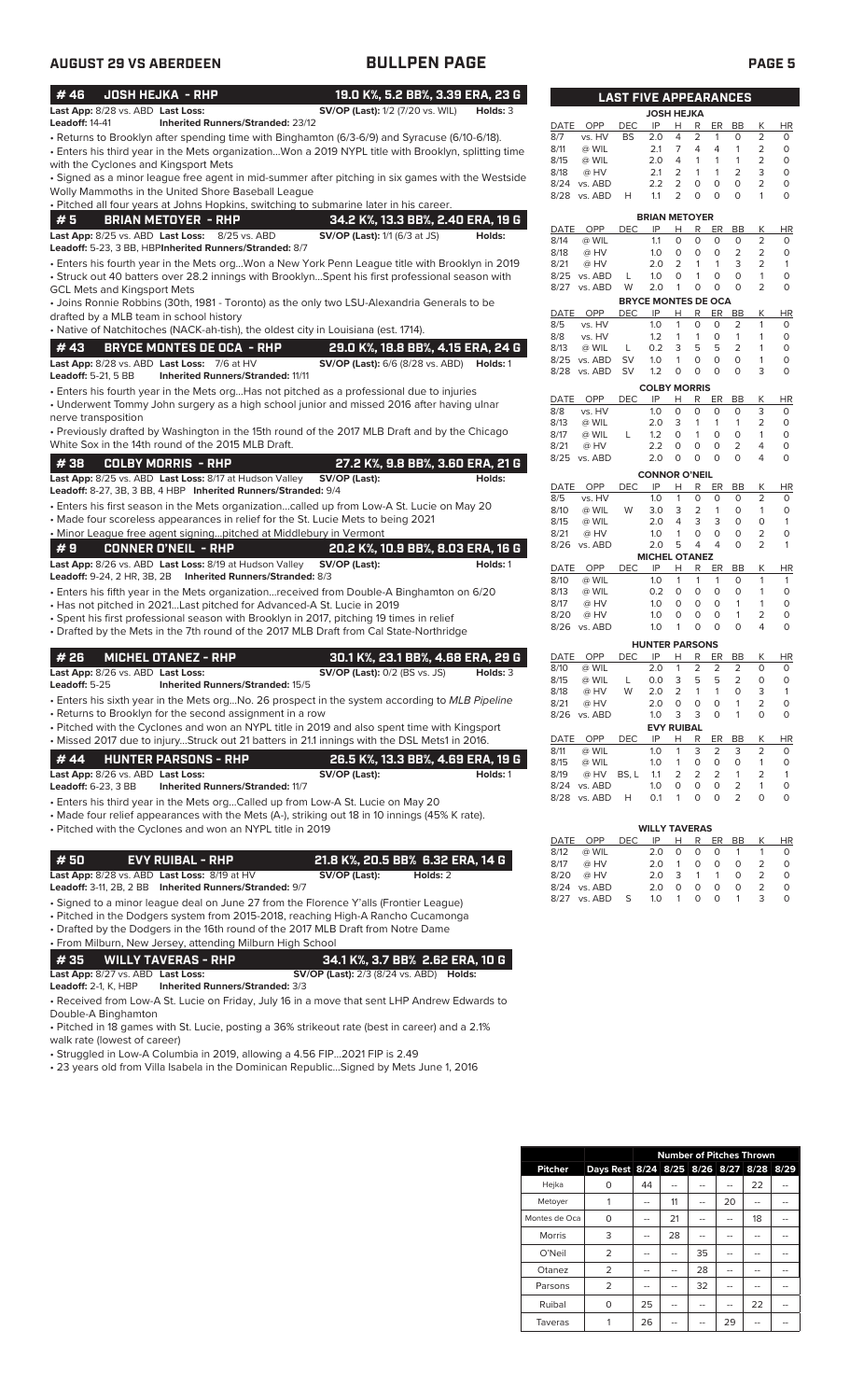## BULLPEN PAGE

**AUGUST 29 VS ABERDEEN**

### # 46 JOSH HEJKA - RHP — 19.0 K%, 5.2 BB%, 3.39 ERA, 23 G

**Last App:** 8/28 vs. ABD **Last Loss:** **SV/OP (Last):** 1/2 (7/20 vs. WIL) **Holds:** 3
**Leadoff:** 14-41 **Inherited Runners/Stranded:** 23/12

- Returns to Brooklyn after spending time with Binghamton (6/3-6/9) and Syracuse (6/10-6/18).
- Enters his third year in the Mets organization...Won a 2019 NYPL title with Brooklyn, splitting time with the Cyclones and Kingsport Mets
- Signed as a minor league free agent in mid-summer after pitching in six games with the Westside Wolly Mammoths in the United Shore Baseball League
- Pitched all four years at Johns Hopkins, switching to submarine later in his career.

### # 5 BRIAN METOYER - RHP — 34.2 K%, 13.3 BB%, 2.40 ERA, 19 G

**Last App:** 8/25 vs. ABD **Last Loss:** 8/25 vs. ABD **SV/OP (Last):** 1/1 (6/3 at JS) **Holds:**
**Leadoff:** 5-23, 3 BB, HBP **Inherited Runners/Stranded:** 8/7

- Enters his fourth year in the Mets org...Won a New York Penn League title with Brooklyn in 2019
- Struck out 40 batters over 28.2 innings with Brooklyn...Spent his first professional season with GCL Mets and Kingsport Mets
- Joins Ronnie Robbins (30th, 1981 - Toronto) as the only two LSU-Alexandria Generals to be drafted by a MLB team in school history
- Native of Natchitoches (NACK-ah-tish), the oldest city in Louisiana (est. 1714).

### # 43 BRYCE MONTES DE OCA - RHP — 29.0 K%, 18.8 BB%, 4.15 ERA, 24 G

**Last App:** 8/28 vs. ABD **Last Loss:** 7/6 at HV **SV/OP (Last):** 6/6 (8/28 vs. ABD) **Holds:** 1
**Leadoff:** 5-21, 5 BB **Inherited Runners/Stranded:** 11/11

- Enters his fourth year in the Mets org...Has not pitched as a professional due to injuries
- Underwent Tommy John surgery as a high school junior and missed 2016 after having ulnar nerve transposition
- Previously drafted by Washington in the 15th round of the 2017 MLB Draft and by the Chicago White Sox in the 14th round of the 2015 MLB Draft.

### # 38 COLBY MORRIS - RHP — 27.2 K%, 9.8 BB%, 3.60 ERA, 21 G

**Last App:** 8/25 vs. ABD **Last Loss:** 8/17 at Hudson Valley **SV/OP (Last):** **Holds:**
**Leadoff:** 8-27, 3B, 3 BB, 4 HBP **Inherited Runners/Stranded:** 9/4

- Enters his first season in the Mets organization...called up from Low-A St. Lucie on May 20
- Made four scoreless appearances in relief for the St. Lucie Mets to being 2021
- Minor League free agent signing...pitched at Middlebury in Vermont

### # 9 CONNER O'NEIL - RHP — 20.2 K%, 10.9 BB%, 8.03 ERA, 16 G

**Last App:** 8/26 vs. ABD **Last Loss:** 8/19 at Hudson Valley **SV/OP (Last):** **Holds:** 1
**Leadoff:** 9-24, 2 HR, 3B, 2B **Inherited Runners/Stranded:** 8/3

- Enters his fifth year in the Mets organization...received from Double-A Binghamton on 6/20
- Has not pitched in 2021...Last pitched for Advanced-A St. Lucie in 2019
- Spent his first professional season with Brooklyn in 2017, pitching 19 times in relief
- Drafted by the Mets in the 7th round of the 2017 MLB Draft from Cal State-Northridge

### # 26 MICHEL OTANEZ - RHP — 30.1 K%, 23.1 BB%, 4.68 ERA, 29 G

**Last App:** 8/26 vs. ABD **Last Loss:** **SV/OP (Last):** 0/2 (BS vs. JS) **Holds:** 3
**Leadoff:** 5-25 **Inherited Runners/Stranded:** 15/5

- Enters his sixth year in the Mets org...No. 26 prospect in the system according to *MLB Pipeline*
- Returns to Brooklyn for the second assignment in a row
- Pitched with the Cyclones and won an NYPL title in 2019 and also spent time with Kingsport
- Missed 2017 due to injury...Struck out 21 batters in 21.1 innings with the DSL Mets1 in 2016.

### # 44 HUNTER PARSONS - RHP — 26.5 K%, 13.3 BB%, 4.69 ERA, 19 G

**Last App:** 8/26 vs. ABD **Last Loss:** **SV/OP (Last):** **Holds:** 1
**Leadoff:** 6-23, 3 BB **Inherited Runners/Stranded:** 11/7

- Enters his third year in the Mets org...Called up from Low-A St. Lucie on May 20
- Made four relief appearances with the Mets (A-), striking out 18 in 10 innings (45% K rate).
- Pitched with the Cyclones and won an NYPL title in 2019

### # 50 EVY RUIBAL - RHP — 21.8 K%, 20.5 BB% 6.32 ERA, 14 G

**Last App:** 8/28 vs. ABD **Last Loss:** 8/19 at HV **SV/OP (Last):** **Holds:** 2
**Leadoff:** 3-11, 2B, 2 BB **Inherited Runners/Stranded:** 9/7

- Signed to a minor league deal on June 27 from the Florence Y'alls (Frontier League)
- Pitched in the Dodgers system from 2015-2018, reaching High-A Rancho Cucamonga
- Drafted by the Dodgers in the 16th round of the 2017 MLB Draft from Notre Dame
- From Milburn, New Jersey, attending Milburn High School

### # 35 WILLY TAVERAS - RHP — 34.1 K%, 3.7 BB% 2.62 ERA, 10 G

**Last App:** 8/27 vs. ABD **Last Loss:** **SV/OP (Last):** 2/3 (8/24 vs. ABD) **Holds:**
**Leadoff:** 2-1, K, HBP **Inherited Runners/Stranded:** 3/3

- Received from Low-A St. Lucie on Friday, July 16 in a move that sent LHP Andrew Edwards to Double-A Binghamton
- Pitched in 18 games with St. Lucie, posting a 36% strikeout rate (best in career) and a 2.1% walk rate (lowest of career)
- Struggled in Low-A Columbia in 2019, allowing a 4.56 FIP...2021 FIP is 2.49
- 23 years old from Villa Isabela in the Dominican Republic...Signed by Mets June 1, 2016

## LAST FIVE APPEARANCES

**JOSH HEJKA**

| DATE | OPP | DEC | IP | H | R | ER | BB | K | HR |
|---|---|---|---|---|---|---|---|---|---|
| 8/7 | vs. HV | BS | 2.0 | 4 | 2 | 1 | 0 | 2 | 0 |
| 8/11 | @ WIL | | 2.1 | 7 | 4 | 4 | 1 | 2 | 0 |
| 8/15 | @ WIL | | 2.0 | 4 | 1 | 1 | 1 | 2 | 0 |
| 8/18 | @ HV | | 2.1 | 2 | 1 | 1 | 2 | 3 | 0 |
| 8/24 | vs. ABD | | 2.2 | 2 | 0 | 0 | 0 | 2 | 0 |
| 8/28 | vs. ABD | H | 1.1 | 2 | 0 | 0 | 0 | 1 | 0 |

**BRIAN METOYER**

| DATE | OPP | DEC | IP | H | R | ER | BB | K | HR |
|---|---|---|---|---|---|---|---|---|---|
| 8/14 | @ WIL | | 1.1 | 0 | 0 | 0 | 0 | 2 | 0 |
| 8/18 | @ HV | | 1.0 | 0 | 0 | 0 | 2 | 2 | 0 |
| 8/21 | @ HV | | 2.0 | 2 | 1 | 1 | 3 | 2 | 1 |
| 8/25 | vs. ABD | L | 1.0 | 0 | 1 | 0 | 0 | 1 | 0 |
| 8/27 | vs. ABD | W | 2.0 | 1 | 0 | 0 | 0 | 2 | 0 |

**BRYCE MONTES DE OCA**

| DATE | OPP | DEC | IP | H | R | ER | BB | K | HR |
|---|---|---|---|---|---|---|---|---|---|
| 8/5 | vs. HV | | 1.0 | 1 | 0 | 0 | 2 | 1 | 0 |
| 8/8 | vs. HV | | 1.2 | 1 | 1 | 0 | 1 | 1 | 0 |
| 8/13 | @ WIL | L | 0.2 | 3 | 5 | 5 | 2 | 1 | 0 |
| 8/25 | vs. ABD | SV | 1.0 | 1 | 0 | 0 | 0 | 1 | 0 |
| 8/28 | vs. ABD | SV | 1.2 | 0 | 0 | 0 | 0 | 3 | 0 |

**COLBY MORRIS**

| DATE | OPP | DEC | IP | H | R | ER | BB | K | HR |
|---|---|---|---|---|---|---|---|---|---|
| 8/8 | vs. HV | | 1.0 | 0 | 0 | 0 | 0 | 3 | 0 |
| 8/13 | @ WIL | | 2.0 | 3 | 1 | 1 | 1 | 2 | 0 |
| 8/17 | @ WIL | L | 1.2 | 0 | 1 | 0 | 0 | 1 | 0 |
| 8/21 | @ HV | | 2.2 | 0 | 0 | 0 | 2 | 4 | 0 |
| 8/25 | vs. ABD | | 2.0 | 0 | 0 | 0 | 0 | 4 | 0 |

**CONNOR O'NEIL**

| DATE | OPP | DEC | IP | H | R | ER | BB | K | HR |
|---|---|---|---|---|---|---|---|---|---|
| 8/5 | vs. HV | | 1.0 | 1 | 0 | 0 | 0 | 2 | 0 |
| 8/10 | @ WIL | W | 3.0 | 3 | 2 | 1 | 0 | 1 | 0 |
| 8/15 | @ WIL | | 2.0 | 4 | 3 | 3 | 0 | 0 | 1 |
| 8/21 | @ HV | | 1.0 | 1 | 0 | 0 | 0 | 2 | 0 |
| 8/26 | vs. ABD | | 2.0 | 5 | 4 | 4 | 0 | 2 | 1 |

**MICHEL OTANEZ**

| DATE | OPP | DEC | IP | H | R | ER | BB | K | HR |
|---|---|---|---|---|---|---|---|---|---|
| 8/10 | @ WIL | | 1.0 | 1 | 1 | 1 | 0 | 1 | 1 |
| 8/13 | @ WIL | | 0.2 | 0 | 0 | 0 | 0 | 1 | 0 |
| 8/17 | @ HV | | 1.0 | 0 | 0 | 0 | 1 | 1 | 0 |
| 8/20 | @ HV | | 1.0 | 0 | 0 | 0 | 1 | 2 | 0 |
| 8/26 | vs. ABD | | 1.0 | 1 | 0 | 0 | 0 | 4 | 0 |

**HUNTER PARSONS**

| DATE | OPP | DEC | IP | H | R | ER | BB | K | HR |
|---|---|---|---|---|---|---|---|---|---|
| 8/10 | @ WIL | | 2.0 | 1 | 2 | 2 | 2 | 0 | 0 |
| 8/15 | @ WIL | L | 0.0 | 3 | 5 | 5 | 2 | 0 | 0 |
| 8/18 | @ HV | W | 2.0 | 2 | 1 | 1 | 0 | 3 | 1 |
| 8/21 | @ HV | | 2.0 | 0 | 0 | 0 | 1 | 2 | 0 |
| 8/26 | vs. ABD | | 1.0 | 3 | 3 | 0 | 1 | 0 | 0 |

**EVY RUIBAL**

| DATE | OPP | DEC | IP | H | R | ER | BB | K | HR |
|---|---|---|---|---|---|---|---|---|---|
| 8/11 | @ WIL | | 1.0 | 1 | 3 | 2 | 3 | 2 | 0 |
| 8/15 | @ WIL | | 1.0 | 1 | 0 | 0 | 0 | 1 | 0 |
| 8/19 | @ HV | BS, L | 1.1 | 2 | 2 | 2 | 1 | 2 | 1 |
| 8/24 | vs. ABD | | 1.0 | 0 | 0 | 0 | 2 | 1 | 0 |
| 8/28 | vs. ABD | H | 0.1 | 1 | 0 | 0 | 2 | 0 | 0 |

**WILLY TAVERAS**

| DATE | OPP | DEC | IP | H | R | ER | BB | K | HR |
|---|---|---|---|---|---|---|---|---|---|
| 8/12 | @ WIL | | 2.0 | 0 | 0 | 0 | 1 | 1 | 0 |
| 8/17 | @ HV | | 2.0 | 1 | 0 | 0 | 0 | 2 | 0 |
| 8/20 | @ HV | | 2.0 | 3 | 1 | 1 | 0 | 2 | 0 |
| 8/24 | vs. ABD | | 2.0 | 0 | 0 | 0 | 0 | 2 | 0 |
| 8/27 | vs. ABD | S | 1.0 | 1 | 0 | 0 | 1 | 3 | 0 |

**Number of Pitches Thrown**

| Pitcher | Days Rest | 8/24 | 8/25 | 8/26 | 8/27 | 8/28 | 8/29 |
|---|---|---|---|---|---|---|---|
| Hejka | 0 | 44 | -- | -- | -- | 22 | -- |
| Metoyer | 1 | -- | 11 | -- | 20 | -- | -- |
| Montes de Oca | 0 | -- | 21 | -- | -- | 18 | -- |
| Morris | 3 | -- | 28 | -- | -- | -- | -- |
| O'Neil | 2 | -- | -- | 35 | -- | -- | -- |
| Otanez | 2 | -- | -- | 28 | -- | -- | -- |
| Parsons | 2 | -- | -- | 32 | -- | -- | -- |
| Ruibal | 0 | 25 | -- | -- | -- | 22 | -- |
| Taveras | 1 | 26 | -- | -- | 29 | -- | -- |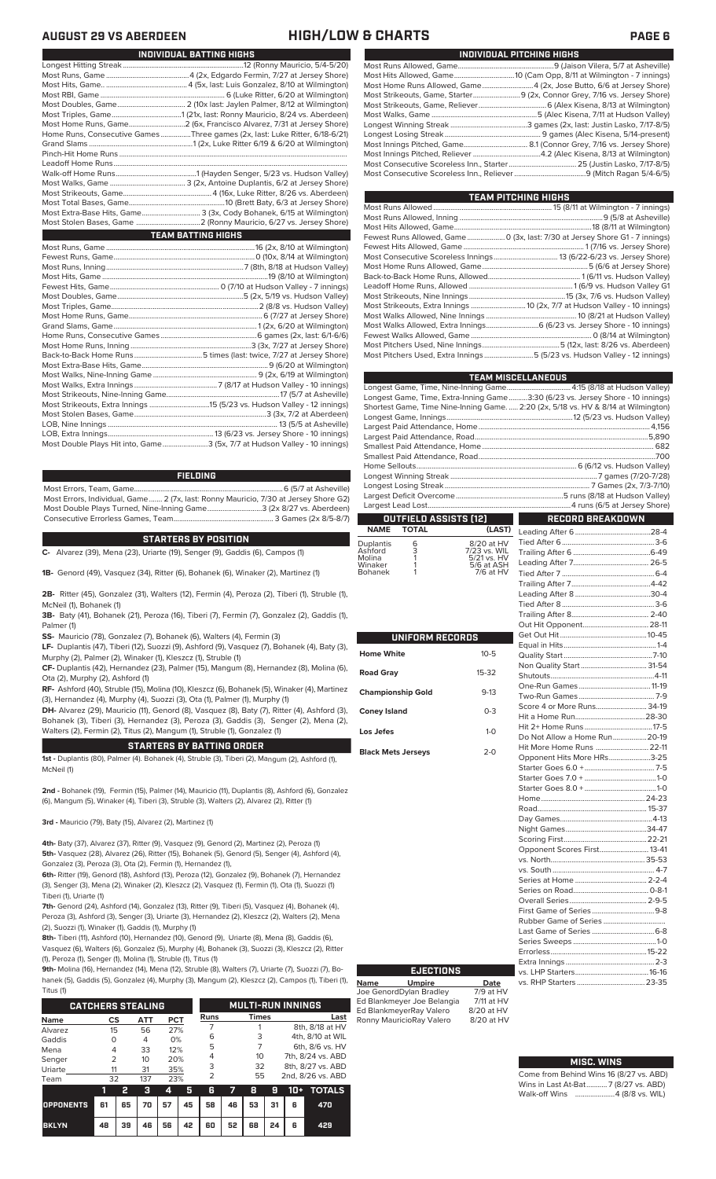# AUGUST 29 VS ABERDEEN — HIGH/LOW & CHARTS

## INDIVIDUAL BATTING HIGHS

| | |
|---|---|
| Longest Hitting Streak | 12 (Ronny Mauricio, 5/4-5/20) |
| Most Runs, Game | 4 (2x, Edgardo Fermin, 7/27 at Jersey Shore) |
| Most Hits, Game | 4 (5x, last: Luis Gonzalez, 8/10 at Wilmington) |
| Most RBI, Game | 6 (Luke Ritter, 6/20 at Wilmington) |
| Most Doubles, Game | 2 (10x last: Jaylen Palmer, 8/12 at Wilmington) |
| Most Triples, Game | 1 (21x, last: Ronny Mauricio, 8/24 vs. Aberdeen) |
| Most Home Runs, Game | 2 (6x, Francisco Alvarez, 7/31 at Jersey Shore) |
| Home Runs, Consecutive Games | Three games (2x, last: Luke Ritter, 6/18-6/21) |
| Grand Slams | 1 (2x, Luke Ritter 6/19 & 6/20 at Wilmington) |
| Pinch-Hit Home Runs | |
| Leadoff Home Runs | |
| Walk-off Home Runs | 1 (Hayden Senger, 5/23 vs. Hudson Valley) |
| Most Walks, Game | 3 (2x, Antoine Duplantis, 6/2 at Jersey Shore) |
| Most Strikeouts, Game | 4 (16x, Luke Ritter, 8/26 vs. Aberdeen) |
| Most Total Bases, Game | 10 (Brett Baty, 6/3 at Jersey Shore) |
| Most Extra-Base Hits, Game | 3 (3x, Cody Bohanek, 6/15 at Wilmington) |
| Most Stolen Bases, Game | 2 (Ronny Mauricio, 6/27 vs. Jersey Shore) |

## TEAM BATTING HIGHS

| | |
|---|---|
| Most Runs, Game | 16 (2x, 8/10 at Wilmington) |
| Fewest Runs, Game | 0 (10x, 8/14 at Wilmington) |
| Most Runs, Inning | 7 (8th, 8/18 at Hudson Valley) |
| Most Hits, Game | 19 (8/10 at Wilmington) |
| Fewest Hits, Game | 0 (7/10 at Hudson Valley - 7 innings) |
| Most Doubles, Game | 5 (2x, 5/19 vs. Hudson Valley) |
| Most Triples, Game | 2 (8/9 vs. Hudson Valley) |
| Most Home Runs, Game | 6 (7/27 at Jersey Shore) |
| Grand Slams, Game | 1 (2x, 6/20 at Wilmington) |
| Home Runs, Consecutive Games | 6 games (2x, last: 6/1-6/6) |
| Most Home Runs, Inning | 3 (3x, 7/27 at Jersey Shore) |
| Back-to-Back Home Runs | 5 times (last: twice, 7/27 at Jersey Shore) |
| Most Extra-Base Hits, Game | 9 (6/20 at Wilmington) |
| Most Walks, Nine-Inning Game | 9 (2x, 6/19 at Wilmington) |
| Most Walks, Extra Innings | 7 (8/17 at Hudson Valley - 10 innings) |
| Most Strikeouts, Nine-Inning Game | 17 (5/7 at Asheville) |
| Most Strikeouts, Extra Innings | 15 (5/23 vs. Hudson Valley - 12 innings) |
| Most Stolen Bases, Game | 3 (3x, 7/2 at Aberdeen) |
| LOB, Nine Innings | 13 (5/5 at Asheville) |
| LOB, Extra Innings | 13 (6/23 vs. Jersey Shore - 10 innings) |
| Most Double Plays Hit into, Game | 3 (5x, 7/7 at Hudson Valley - 10 innings) |

## FIELDING

| | |
|---|---|
| Most Errors, Team, Game | 6 (5/7 at Asheville) |
| Most Errors, Individual, Game | 2 (7x, last: Ronny Mauricio, 7/30 at Jersey Shore G2) |
| Most Double Plays Turned, Nine-Inning Game | 3 (2x 8/27 vs. Aberdeen) |
| Consecutive Errorless Games, Team | 3 Games (2x 8/5-8/7) |

## STARTERS BY POSITION

**C-** Alvarez (39), Mena (23), Uriarte (19), Senger (9), Gaddis (6), Campos (1)

**1B-** Genord (49), Vasquez (34), Ritter (6), Bohanek (6), Winaker (2), Martinez (1)

**2B-** Ritter (45), Gonzalez (31), Walters (12), Fermin (4), Peroza (2), Tiberi (1), Struble (1), McNeil (1), Bohanek (1)

**3B-** Baty (41), Bohanek (21), Peroza (16), Tiberi (7), Fermin (7), Gonzalez (2), Gaddis (1), Palmer (1)

**SS-** Mauricio (78), Gonzalez (7), Bohanek (6), Walters (4), Fermin (3)

**LF-** Duplantis (47), Tiberi (12), Suozzi (9), Ashford (9), Vasquez (7), Bohanek (4), Baty (3), Murphy (2), Palmer (2), Winaker (1), Kleszcz (1), Struble (1)

**CF-** Duplantis (42), Hernandez (23), Palmer (15), Mangum (8), Hernandez (8), Molina (6), Ota (2), Murphy (2), Ashford (1)

**RF-** Ashford (40), Struble (15), Molina (10), Kleszcz (6), Bohanek (5), Winaker (4), Martinez (3), Hernandez (4), Murphy (4), Suozzi (3), Ota (1), Palmer (1), Murphy (1)

**DH-** Alvarez (29), Mauricio (11), Genord (8), Vasquez (8), Baty (7), Ritter (4), Ashford (3), Bohanek (3), Tiberi (3), Hernandez (3), Peroza (3), Gaddis (3), Senger (2), Mena (2), Walters (2), Fermin (2), Titus (2), Mangum (1), Struble (1), Gaddis (1)

## STARTERS BY BATTING ORDER

**1st -** Duplantis (80), Palmer (4). Bohanek (4), Struble (3), Tiberi (2), Mangum (2), Ashford (1), McNeil (1)

**2nd -** Bohanek (19), Fermin (15), Palmer (14), Mauricio (11), Duplantis (8), Ashford (6), Gonzalez (6), Mangum (5), Winaker (4), Tiberi (3), Struble (3), Walters (2), Alvarez (2), Ritter (1)

**3rd -** Mauricio (79), Baty (15), Alvarez (2), Martinez (1)

**4th-** Baty (37), Alvarez (37), Ritter (9), Vasquez (9), Genord (2), Martinez (2), Peroza (1)
**5th-** Vasquez (28), Alvarez (26), Ritter (15), Bohanek (5), Genord (5), Senger (4), Ashford (4), Gonzalez (3), Peroza (3), Ota (2), Fermin (1), Hernandez (1),

**6th-** Ritter (19), Genord (18), Ashford (13), Peroza (12), Gonzalez (9), Bohanek (7), Hernandez (3), Senger (3), Mena (2), Winaker (2), Kleszcz (2), Vasquez (1), Fermin (1), Ota (1), Suozzi (1) Tiberi (1), Uriarte (1)

**7th-** Genord (24), Ashford (14), Gonzalez (13), Ritter (9), Tiberi (5), Vasquez (4), Bohanek (4), Peroza (3), Ashford (3), Senger (3), Uriarte (3), Hernandez (2), Kleszcz (2), Walters (2), Mena (2), Suozzi (1), Winaker (1), Gaddis (1), Murphy (1)

**8th-** Tiberi (11), Ashford (10), Hernandez (10), Genord (9), Uriarte (8), Mena (8), Gaddis (6), Vasquez (6), Walters (6), Gonzalez (5), Murphy (4), Bohanek (3), Suozzi (3), Kleszcz (2), Ritter (1), Peroza (1), Senger (1), Molina (1), Struble (1), Titus (1)

**9th-** Molina (16), Hernandez (14), Mena (12), Struble (8), Walters (7), Uriarte (7), Suozzi (7), Bohanek (5), Gaddis (5), Gonzalez (4), Murphy (3), Mangum (2), Kleszcz (2), Campos (1), Tiberi (1), Titus (1)

## CATCHERS STEALING

| Name | CS | ATT | PCT |
|---|---|---|---|
| Alvarez | 15 | 56 | 27% |
| Gaddis | 0 | 4 | 0% |
| Mena | 4 | 33 | 12% |
| Senger | 2 | 10 | 20% |
| Uriarte | 11 | 31 | 35% |
| Team | 32 | 137 | 23% |

## MULTI-RUN INNINGS

| Runs | Times | Last |
|---|---|---|
| 7 | 1 | 8th, 8/18 at HV |
| 6 | 3 | 4th, 8/10 at WIL |
| 5 | 7 | 6th, 8/6 vs. HV |
| 4 | 10 | 7th, 8/24 vs. ABD |
| 3 | 32 | 8th, 8/27 vs. ABD |
| 2 | 55 | 2nd, 8/26 vs. ABD |

| | 1 | 2 | 3 | 4 | 5 | 6 | 7 | 8 | 9 | 10+ | TOTALS |
|---|---|---|---|---|---|---|---|---|---|---|---|
| OPPONENTS | 61 | 65 | 70 | 57 | 45 | 58 | 46 | 53 | 31 | 6 | 470 |
| BKLYN | 48 | 39 | 46 | 56 | 42 | 60 | 52 | 68 | 24 | 6 | 429 |

## INDIVIDUAL PITCHING HIGHS

| | |
|---|---|
| Most Runs Allowed, Game | 9 (Jaison Vilera, 5/7 at Asheville) |
| Most Hits Allowed, Game | 10 (Cam Opp, 8/11 at Wilmington - 7 innings) |
| Most Home Runs Allowed, Game | 4 (2x, Jose Butto, 6/6 at Jersey Shore) |
| Most Strikeouts, Game, Starter | 9 (2x, Connor Grey, 7/16 vs. Jersey Shore) |
| Most Strikeouts, Game, Reliever | 6 (Alex Kisena, 8/13 at Wilmington) |
| Most Walks, Game | 5 (Alec Kisena, 7/11 at Hudson Valley) |
| Longest Winning Streak | 3 games (2x, last: Justin Lasko, 7/17-8/5) |
| Longest Losing Streak | 9 games (Alec Kisena, 5/14-present) |
| Most Innings Pitched, Game | 8.1 (Connor Grey, 7/16 vs. Jersey Shore) |
| Most Innings Pitched, Reliever | 4.2 (Alec Kisena, 8/13 at Wilmington) |
| Most Consecutive Scoreless Inn., Starter | 25 (Justin Lasko, 7/17-8/5) |
| Most Consecutive Scoreless Inn., Reliever | 9 (Mitch Ragan 5/4-6/5) |

## TEAM PITCHING HIGHS

| | |
|---|---|
| Most Runs Allowed | 15 (8/11 at Wilmington - 7 innings) |
| Most Runs Allowed, Inning | 9 (5/8 at Asheville) |
| Most Hits Allowed, Game | 18 (8/11 at Wilmington) |
| Fewest Runs Allowed, Game | 0 (3x, last: 7/30 at Jersey Shore G1 - 7 innings) |
| Fewest Hits Allowed, Game | 1 (7/16 vs. Jersey Shore) |
| Most Consecutive Scoreless Innings | 13 (6/22-6/23 vs. Jersey Shore) |
| Most Home Runs Allowed, Game | 5 (6/6 at Jersey Shore) |
| Back-to-Back Home Runs, Allowed | 1 (6/11 vs. Hudson Valley) |
| Leadoff Home Runs, Allowed | 1 (6/9 vs. Hudson Valley G1 |
| Most Strikeouts, Nine Innings | 15 (3x, 7/6 vs. Hudson Valley) |
| Most Strikeouts, Extra Innings | 10 (2x, 7/7 at Hudson Valley - 10 innings) |
| Most Walks Allowed, Nine Innings | 10 (8/21 at Hudson Valley) |
| Most Walks Allowed, Extra Innings | 6 (6/23 vs. Jersey Shore - 10 innings) |
| Fewest Walks Allowed, Game | 0 (8/14 at Wilmington) |
| Most Pitchers Used, Nine Innings | 5 (12x, last: 8/26 vs. Aberdeen) |
| Most Pitchers Used, Extra Innings | 5 (5/23 vs. Hudson Valley - 12 innings) |

## TEAM MISCELLANEOUS

| | |
|---|---|
| Longest Game, Time, Nine-Inning Game | 4:15 (8/18 at Hudson Valley) |
| Longest Game, Time, Extra-Inning Game | 3:30 (6/23 vs. Jersey Shore - 10 innings) |
| Shortest Game, Time, Nine-Inning Game | 2:20 (2x, 5/18 vs. HV & 8/14 at Wilmington) |
| Longest Game, Innings | 12 (5/23 vs. Hudson Valley) |
| Largest Paid Attendance, Home | 4,156 |
| Largest Paid Attendance, Road | 5,890 |
| Smallest Paid Attendance, Home | 682 |
| Smallest Paid Attendance, Road | 700 |
| Home Sellouts | 6 (6/12 vs. Hudson Valley) |
| Longest Winning Streak | 7 games (7/20-7/28) |
| Longest Losing Streak | 7 Games (2x, 7/3-7/10) |
| Largest Deficit Overcome | 5 runs (8/18 at Hudson Valley) |
| Largest Lead Lost | 4 runs (6/5 at Jersey Shore) |

## OUTFIELD ASSISTS (12)

| NAME | TOTAL | (LAST) |
|---|---|---|
| Duplantis | 6 | 8/20 at HV |
| Ashford | 3 | 7/23 vs. WIL |
| Molina | 1 | 5/21 vs. HV |
| Winaker | 1 | 5/6 at ASH |
| Bohanek | 1 | 7/6 at HV |

## UNIFORM RECORDS

| | |
|---|---|
| Home White | 10-5 |
| Road Gray | 15-32 |
| Championship Gold | 9-13 |
| Coney Island | 0-3 |
| Los Jefes | 1-0 |
| Black Mets Jerseys | 2-0 |

## RECORD BREAKDOWN

| | |
|---|---|
| Leading After 6 | 28-4 |
| Tied After 6 | 3-6 |
| Trailing After 6 | 6-49 |
| Leading After 7 | 26-5 |
| Tied After 7 | 6-4 |
| Trailing After 7 | 4-42 |
| Leading After 8 | 30-4 |
| Tied After 8 | 3-6 |
| Trailing After 8 | 2-40 |
| Out Hit Opponent | 28-11 |
| Get Out Hit | 10-45 |
| Equal in Hits | 1-4 |
| Quality Start | 7-10 |
| Non Quality Start | 31-54 |
| Shutouts | 4-11 |
| One-Run Games | 11-19 |
| Two-Run Games | 7-9 |
| Score 4 or More Runs | 34-19 |
| Hit a Home Run | 28-30 |
| Hit 2+ Home Runs | 17-5 |
| Do Not Allow a Home Run | 20-19 |
| Hit More Home Runs | 22-11 |
| Opponent Hits More HRs | 3-25 |
| Starter Goes 6.0 + | 7-5 |
| Starter Goes 7.0 + | 1-0 |
| Starter Goes 8.0 + | 1-0 |
| Home | 24-23 |
| Road | 15-37 |
| Day Games | 4-13 |
| Night Games | 34-47 |
| Scoring First | 22-21 |
| Opponent Scores First | 13-41 |
| vs. North | 35-53 |
| vs. South | 4-7 |
| Series at Home | 2-2-4 |
| Series on Road | 0-8-1 |
| Overall Series | 2-9-5 |
| First Game of Series | 9-8 |
| Rubber Game of Series | |
| Last Game of Series | 6-8 |
| Series Sweeps | 1-0 |
| Errorless | 15-22 |
| Extra Innings | 2-3 |
| vs. LHP Starters | 16-16 |
| vs. RHP Starters | 23-35 |

## EJECTIONS

| Name | Umpire | Date |
|---|---|---|
| Joe Genord | Dylan Bradley | 7/9 at HV |
| Ed Blankmeyer | Joe Belangia | 7/11 at HV |
| Ed Blankmeyer | Ray Valero | 8/20 at HV |
| Ronny Mauricio | Ray Valero | 8/20 at HV |

## MISC. WINS

Come from Behind Wins 16 (8/27 vs. ABD)
Wins in Last At-Bat 7 (8/27 vs. ABD)
Walk-off Wins 4 (8/8 vs. WIL)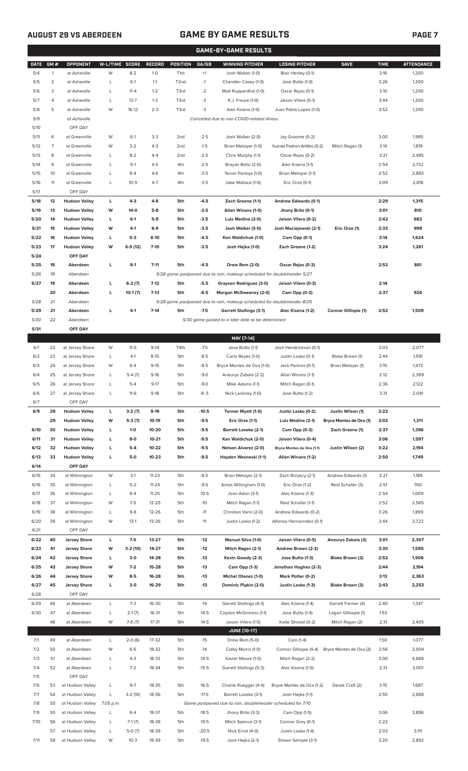## AUGUST 29 VS ABERDEEN

# GAME BY GAME RESULTS

**GAME-BY-GAME RESULTS**

| DATE | GM # | OPPONENT | W-L/TIME | SCORE | RECORD | POSITION | GA/GB | WINNING PITCHER | LOSING PITCHER | SAVE | TIME | ATTENDANCE |
|---|---|---|---|---|---|---|---|---|---|---|---|---|
| 5/4 | 1 | at Asheville | W | 8-2 | 1-0 | T1st | +1 | Josh Walker (1-0) | Blair Henley (0-1) | | 3:16 | 1,200 |
| 5/5 | 2 | at Asheville | L | 6-1 | 1-1 | T2nd | -1 | Chandler Casey (1-0) | Jose Butto (1-0) | | 3:26 | 1,200 |
| 5/6 | 3 | at Asheville | L | 11-4 | 1-2 | T3rd | -2 | Matt Ruppenthal (1-0) | Oscar Rojas (0-1) | | 3:10 | 1,200 |
| 5/7 | 4 | at Asheville | L | 13-7 | 1-3 | T3rd | -3 | R.J. Freure (1-0) | Jaison Vilera (0-1) | | 3:44 | 1,200 |
| 5/8 | 5 | at Asheville | W | 16-12 | 2-3 | T3rd | -3 | Alec Kisena (1-0) | Juan Pablo Lopez (1-0) | | 3:52 | 1,200 |
| 5/9 | | at Asheville | | | | | | Cancelled due to non-COVID-related illness | | | | |
| 5/10 | | OFF DAY | | | | | | | | | | |
| 5/11 | 6 | at Greenville | W | 6-1 | 3-3 | 2nd | -2.5 | Josh Walker (2-0) | Jay Groome (0-2) | | 3:00 | 1,995 |
| 5/12 | 7 | at Greenville | W | 3-2 | 4-3 | 2nd | -1.5 | Brian Metoyer (1-0) | Yusniel Padron-Artilles (0-2) | Mitch Ragan (1) | 3:14 | 1,819 |
| 5/13 | 8 | at Greenville | L | 8-2 | 4-4 | 2nd | -2.5 | Chris Murphy (1-1) | Oscar Rojas (0-2) | | 3:21 | 2,485 |
| 5/14 | 9 | at Greenville | L | 5-1 | 4-5 | 4th | -2.5 | Brayan Bello (2-0) | Alec Kisena (1-1) | | 2:54 | 2,732 |
| 5/15 | 10 | at Greenville | L | 8-4 | 4-6 | 4th | -3.5 | Yorvin Pantoja (1-0) | Brian Metoyer (1-1) | | 2:52 | 2,883 |
| 5/16 | 11 | at Greenville | L | 10-9 | 4-7 | 4th | -3.5 | Jake Wallace (1-0) | Eric Orze (0-1) | | 3:09 | 2,818 |
| 5/17 | | OFF DAY | | | | | | | | | | |
| **5/18** | **12** | **Hudson Valley** | **L** | **4-3** | **4-8** | **5th** | **-4.5** | **Zach Greene (1-1)** | **Andrew Edwards (0-1)** | | **2:29** | **1,315** |
| **5/19** | **13** | **Hudson Valley** | **W** | **14-0** | **5-8** | **5th** | **-3.5** | **Allan Winans (1-0)** | **Jhony Brito (0-1)** | | **3:01** | **810** |
| **5/20** | **14** | **Hudson Valley** | **L** | **6-1** | **5-9** | **5th** | **-3.5** | **Luis Medina (2-0)** | **Jaison Vilera (0-2)** | | **2:42** | **682** |
| **5/21** | **15** | **Hudson Valley** | **W** | **4-1** | **6-9** | **5th** | **-3.5** | **Josh Walker (3-0)** | **Josh Maciejewski (2-1)** | **Eric Orze (1)** | **2:33** | **998** |
| **5/22** | **16** | **Hudson Valley** | **L** | **5-3** | **6-10** | **5th** | **-4.5** | **Ken Waldichuk (1-0)** | **Cam Opp (0-1)** | | **3:14** | **1,624** |
| **5/23** | **17** | **Hudson Valley** | **W** | **6-5 (12)** | **7-10** | **5th** | **-3.5** | **Josh Hejka (1-0)** | **Zach Greene (1-2)** | | **3:24** | **1,261** |
| **5/24** | | **OFF DAY** | | | | | | | | | | |
| **5/25** | **18** | **Aberdeen** | **L** | **8-1** | **7-11** | **5th** | **-4.5** | **Drew Rom (2-0)** | **Oscar Rojas (0-3)** | | **2:52** | **861** |
| 5/26 | 19 | Aberdeen | | | | | | 5/26 game postponed due to rain, makeup scheduled for doubleheader 5/27 | | | | |
| **5/27** | **19** | **Aberdeen** | **L** | **6-2 (7)** | **7-12** | **5th** | **-5.5** | **Grayson Rodriguez (3-0)** | **Jaison Vilera (0-3)** | | **2:14** | |
| | **20** | **Aberdeen** | **L** | **10-1 (7)** | **7-13** | **5th** | **-6.5** | **Morgan McSweeney (2-0)** | **Cam Opp (0-2)** | | **2:37** | **926** |
| 5/28 | 21 | Aberdeen | | | | | | 5/28 game postponed due to rain, makeup scheduled for doubleheader 8/25 | | | | |
| **5/29** | **21** | **Aberdeen** | **L** | **4-1** | **7-14** | **5th** | **-7.5** | **Garrett Stallings (3-1)** | **Alec Kisena (1-2)** | **Connor Gillispie (1)** | **2:52** | **1,509** |
| 5/30 | 22 | Aberdeen | | | | | | 5/30 game posted to a later date to be determined | | | | |
| **5/31** | | **OFF DAY** | | | | | | | | | | |
| | | | | | | | | **MAY [7-14]** | | | | |
| 6/1 | 22 | at Jersey Shore | W | 11-5 | 8-14 | T4th | -7.5 | Jose Butto (1-1) | Josh Hendrickson (0-1) | | 3:03 | 2,077 |
| 6/2 | 23 | at Jersey Shore | L | 4-1 | 8-15 | 5th | -8.5 | Carlo Reyes (1-0) | Justin Lasko (0-1) | Blake Brown (1) | 2:44 | 1,591 |
| 6/3 | 24 | at Jersey Shore | W | 6-4 | 9-15 | 4th | -8.5 | Bryce Montes de Oca (1-0) | Jack Perkins (0-1) | Brian Metoyer (1) | 3:15 | 1,473 |
| 6/4 | 25 | at Jersey Shore | L | 5-4 (7) | 9-16 | 5th | -9.0 | Aneurys Zabala (2-2) | Allan Winans (1-1) | | 2:12 | 2,399 |
| 6/5 | 26 | at Jersey Shore | L | 5-4 | 9-17 | 5th | -9.0 | Mike Adams (1-1) | Mitch Ragan (0-1) | | 2:36 | 2,122 |
| 6/6 | 27 | at Jersey Shore | L | 11-6 | 9-18 | 5th | -9..5 | Nick Lackney (1-0) | Jose Butto (1-2) | | 3:31 | 2,041 |
| 6/7 | | OFF DAY | | | | | | | | | | |
| **6/9** | **28** | **Hudson Valley** | **L** | **3-2 (7)** | **9-19** | **5th** | **-10.5** | **Tanner Myatt (1-0)** | **Justin Lasko (0-2)** | **Justin Wilson (1)** | **2:22** | |
| | **29** | **Hudson Valley** | **W** | **5-3 (7)** | **10-19** | **5th** | **-9.5** | **Eric Orze (1-1)** | **Luis Medina (2-1)** | **Bryce Montes de Oca (1)** | **2:02** | **1,211** |
| **6/10** | **30** | **Hudson Valley** | **L** | **1-0** | **10-20** | **5th** | **-9.5** | **Barrett Loseke (2-1)** | **Cam Opp (0-3)** | **Zach Greene (1)** | **2:37** | **1,396** |
| **6/11** | **31** | **Hudson Valley** | **L** | **8-0** | **10-21** | **5th** | **-9.5** | **Ken Waldichuk (2-0)** | **Jaison Vilera (0-4)** | | **3:06** | **1,597** |
| **6/12** | **32** | **Hudson Valley** | **L** | **5-4** | **10-22** | **5th** | **-9.5** | **Nelson Alvarez (2-0)** | **Bryce Montes de Oca (1-1)** | **Justin Wilson (2)** | **3:22** | **2,194** |
| **6/13** | **33** | **Hudson Valley** | **L** | **5-0** | **10-23** | **5th** | **-9.5** | **Hayden Wesneski (1-1)** | **Allan Winans (1-2)** | | **2:50** | **1,749** |
| **6/14** | | **OFF DAY** | | | | | | | | | | |
| 6/15 | 34 | at Wilmington | W | 3-1 | 11-23 | 5th | -8.5 | Brian Metoyer (2-1) | Zach Brzykcy (2-1) | Andrew Edwards (1) | 2:21 | 1,188 |
| 6/16 | 35 | at Wilmington | L | 5-2 | 11-24 | 5th | -9.5 | Amos Willingham (1-0) | Eric Orze (1-2) | Reid Schaller (3) | 2:51 | 700 |
| 6/17 | 36 | at Wilmington | L | 8-4 | 11-25 | 5th | -10.5 | Joan Adon (3-1) | Alec Kisena (1-3) | | 2:54 | 1,009 |
| 6/18 | 37 | at Wilmington | W | 7-5 | 12-25 | 5th | -10 | Mitch Ragan (1-1) | Reid Schaller (1-1) | | 2:52 | 2,565 |
| 6/19 | 38 | at Wilmington | L | 9-8 | 12-26 | 5th | -11 | Christian Vann (2-0) | Andrew Edwards (0-2) | | 3:26 | 1,899 |
| 6/20 | 39 | at Wilmington | W | 13-1 | 13-26 | 5th | -11 | Justin Lasko (1-2) | Alfonso Hernanndez (0-1) | | 2:44 | 2,722 |
| 6/21 | | OFF DAY | | | | | | | | | | |
| **6/22** | **40** | **Jersey Shore** | **L** | **7-5** | **13-27** | **5th** | **-12** | **Manuel Silva (1-0)** | **Jaison Vilera (0-5)** | **Aneurys Zabala (3)** | **3:01** | **2,307** |
| **6/23** | **41** | **Jersey Shore** | **W** | **3-2 (10)** | **14-27** | **5th** | **-12** | **Mitch Ragan (2-1)** | **Andrew Brown (2-2)** | | **3:30** | **1,595** |
| **6/24** | **42** | **Jersey Shore** | **L** | **3-0** | **14-28** | **5th** | **-13** | **Kevin Gowdy (2-3)** | **Jose Butto (1-3)** | **Blake Brown (2)** | **2:52** | **1,906** |
| **6/25** | **43** | **Jersey Shore** | **W** | **7-2** | **15-28** | **5th** | **-13** | **Cam Opp (1-3)** | **Jonathan Hughes (2-3)** | | **2:44** | **2,194** |
| **6/26** | **44** | **Jersey Shore** | **W** | **8-5** | **16-28** | **5th** | **-13** | **Michel Otanez (1-0)** | **Mark Potter (0-2)** | | **3:13** | **2,363** |
| **6/27** | **45** | **Jersey Shore** | **L** | **3-0** | **16-29** | **5th** | **-13** | **Dominic Pipkin (2-0)** | **Justin Lasko (1-3)** | **Blake Brown (3)** | **2:43** | **2,253** |
| 6/28 | | OFF DAY | | | | | | | | | | |
| 6/29 | 46 | at Aberdeen | L | 7-3 | 16-30 | 5th | -14 | Garrett Stallings (4-3) | Alec Kisena (1-4) | Garrett Farmer (4) | 2:40 | 1,347 |
| 6/30 | 47 | at Aberdeen | L | 2-1 (7) | 16-31 | 5th | -14.5 | Clayton McGinness (1-1) | Jose Butto (1-4) | Logan Gillaspie (1) | 1:53 | |
| | 48 | at Aberdeen | W | 7-6 (7) | 17-31 | 5th | -14.5 | Jaison Vilera (1-5) | Kade Strowd (0-2) | Mitch Ragan (2) | 2:31 | 2,405 |
| | | | | | | | | **JUNE [10-17]** | | | | |
| 7/1 | 49 | at Aberdeen | L | 2-0 (6) | 17-32 | 5th | -15 | Drew Rom (5-0) | Cam (1-4) | | 1:50 | 1,077 |
| 7/2 | 50 | at Aberdeen | W | 6-5 | 18-32 | 5th | -14 | Colby Morris (1-0) | Connor Gillispie (4-4) | Bryce Montes de Oca (2) | 3:56 | 2,004 |
| 7/3 | 51 | at Aberdeen | L | 4-3 | 18-33 | 5th | -14.5 | Xavier Moore (1-0) | Mitch Ragan (2-2) | | 3:00 | 4,668 |
| 7/4 | 52 | at Aberdeen | L | 7-2 | 18-34 | 5th | -15.5 | Garrett Stallings (5-3) | Alec Kisena (1-5) | | 2:31 | 3,001 |
| 7/5 | | OFF DAY | | | | | | | | | | |
| 7/6 | 53 | at Hudson Valley | L | 9-7 | 18-35 | 5th | -16.5 | Charlie Ruegger (4-4) | Bryce Montes de Oca (1-2) | Derek Craft (2) | 3:15 | 1,687 |
| 7/7 | 54 | at Hudson Valley | L | 3-2 (10) | 18-36 | 5th | -17.5 | Barrett Loseke (3-1) | Josh Hejka (1-1) | | 2:55 | 2,688 |
| 7/8 | 55 | at Hudson Valley | 7:05 p.m. | | | | | Game postponed due to rain, doubleheader scheduled for 7/10 | | | | |
| 7/9 | 55 | at Hudson Valley | L | 6-4 | 18-37 | 5th | -18.5 | Jhony Brito (3-3) | Cam Opp (1-5) | | 3:06 | 3,896 |
| 7/10 | 56 | at Hudson Valley | L | 7-1 (7) | 18-38 | 5th | -19.5 | Mitch Spence (3-1) | Connor Grey (0-1) | | 2:22 | |
| | 57 | at Hudson Valley | L | 5-0 (7) | 18-39 | 5th | -20.5 | Nick Ernst (4-0) | Justin Lasko (1-4) | | 2:03 | 3,111 |
| 7/11 | 58 | at Hudson Valley | W | 10-3 | 19-39 | 5th | -19.5 | Josh Hejka (2-1) | Shawn Semple (3-1) | | 3:20 | 2,892 |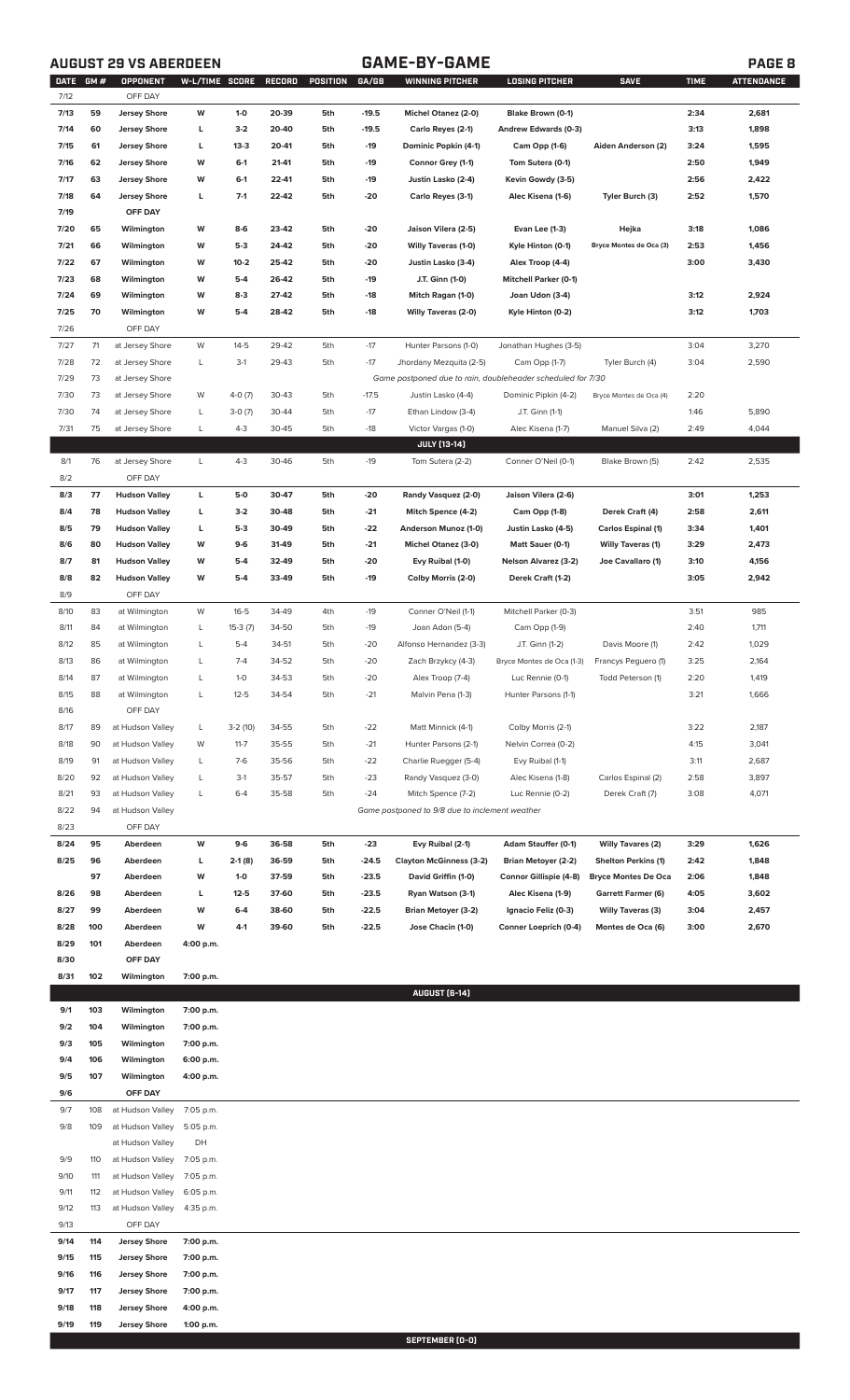## AUGUST 29 VS ABERDEEN — GAME-BY-GAME

| DATE | GM # | OPPONENT | W-L/TIME | SCORE | RECORD | POSITION | GA/GB | WINNING PITCHER | LOSING PITCHER | SAVE | TIME | ATTENDANCE |
|---|---|---|---|---|---|---|---|---|---|---|---|---|
| 7/12 | | OFF DAY | | | | | | | | | | |
| 7/13 | 59 | Jersey Shore | W | 1-0 | 20-39 | 5th | -19.5 | Michel Otanez (2-0) | Blake Brown (0-1) | | 2:34 | 2,681 |
| 7/14 | 60 | Jersey Shore | L | 3-2 | 20-40 | 5th | -19.5 | Carlo Reyes (2-1) | Andrew Edwards (0-3) | | 3:13 | 1,898 |
| 7/15 | 61 | Jersey Shore | L | 13-3 | 20-41 | 5th | -19 | Dominic Popkin (4-1) | Cam Opp (1-6) | Aiden Anderson (2) | 3:24 | 1,595 |
| 7/16 | 62 | Jersey Shore | W | 6-1 | 21-41 | 5th | -19 | Connor Grey (1-1) | Tom Sutera (0-1) | | 2:50 | 1,949 |
| 7/17 | 63 | Jersey Shore | W | 6-1 | 22-41 | 5th | -19 | Justin Lasko (2-4) | Kevin Gowdy (3-5) | | 2:56 | 2,422 |
| 7/18 | 64 | Jersey Shore | L | 7-1 | 22-42 | 5th | -20 | Carlo Reyes (3-1) | Alec Kisena (1-6) | Tyler Burch (3) | 2:52 | 1,570 |
| 7/19 | | OFF DAY | | | | | | | | | | |
| 7/20 | 65 | Wilmington | W | 8-6 | 23-42 | 5th | -20 | Jaison Vilera (2-5) | Evan Lee (1-3) | Hejka | 3:18 | 1,086 |
| 7/21 | 66 | Wilmington | W | 5-3 | 24-42 | 5th | -20 | Willy Taveras (1-0) | Kyle Hinton (0-1) | Bryce Montes de Oca (3) | 2:53 | 1,456 |
| 7/22 | 67 | Wilmington | W | 10-2 | 25-42 | 5th | -20 | Justin Lasko (3-4) | Alex Troop (4-4) | | 3:00 | 3,430 |
| 7/23 | 68 | Wilmington | W | 5-4 | 26-42 | 5th | -19 | J.T. Ginn (1-0) | Mitchell Parker (0-1) | | | |
| 7/24 | 69 | Wilmington | W | 8-3 | 27-42 | 5th | -18 | Mitch Ragan (1-0) | Joan Udon (3-4) | | 3:12 | 2,924 |
| 7/25 | 70 | Wilmington | W | 5-4 | 28-42 | 5th | -18 | Willy Taveras (2-0) | Kyle Hinton (0-2) | | 3:12 | 1,703 |
| 7/26 | | OFF DAY | | | | | | | | | | |
| 7/27 | 71 | at Jersey Shore | W | 14-5 | 29-42 | 5th | -17 | Hunter Parsons (1-0) | Jonathan Hughes (3-5) | | 3:04 | 3,270 |
| 7/28 | 72 | at Jersey Shore | L | 3-1 | 29-43 | 5th | -17 | Jhordany Mezquita (2-5) | Cam Opp (1-7) | Tyler Burch (4) | 3:04 | 2,590 |
| 7/29 | 73 | at Jersey Shore | | | | | | Game postponed due to rain, doubleheader scheduled for 7/30 | | | | |
| 7/30 | 73 | at Jersey Shore | W | 4-0 (7) | 30-43 | 5th | -17.5 | Justin Lasko (4-4) | Dominic Pipkin (4-2) | Bryce Montes de Oca (4) | 2:20 | |
| 7/30 | 74 | at Jersey Shore | L | 3-0 (7) | 30-44 | 5th | -17 | Ethan Lindow (3-4) | J.T. Ginn (1-1) | | 1:46 | 5,890 |
| 7/31 | 75 | at Jersey Shore | L | 4-3 | 30-45 | 5th | -18 | Victor Vargas (1-0) | Alec Kisena (1-7) | Manuel Silva (2) | 2:49 | 4,044 |
| | | | | | | | | JULY (13-14) | | | | |
| 8/1 | 76 | at Jersey Shore | L | 4-3 | 30-46 | 5th | -19 | Tom Sutera (2-2) | Conner O'Neil (0-1) | Blake Brown (5) | 2:42 | 2,535 |
| 8/2 | | OFF DAY | | | | | | | | | | |
| 8/3 | 77 | Hudson Valley | L | 5-0 | 30-47 | 5th | -20 | Randy Vasquez (2-0) | Jaison Vilera (2-6) | | 3:01 | 1,253 |
| 8/4 | 78 | Hudson Valley | L | 3-2 | 30-48 | 5th | -21 | Mitch Spence (4-2) | Cam Opp (1-8) | Derek Craft (4) | 2:58 | 2,611 |
| 8/5 | 79 | Hudson Valley | L | 5-3 | 30-49 | 5th | -22 | Anderson Munoz (1-0) | Justin Lasko (4-5) | Carlos Espinal (1) | 3:34 | 1,401 |
| 8/6 | 80 | Hudson Valley | W | 9-6 | 31-49 | 5th | -21 | Michel Otanez (3-0) | Matt Sauer (0-1) | Willy Taveras (1) | 3:29 | 2,473 |
| 8/7 | 81 | Hudson Valley | W | 5-4 | 32-49 | 5th | -20 | Evy Ruibal (1-0) | Nelson Alvarez (3-2) | Joe Cavallaro (1) | 3:10 | 4,156 |
| 8/8 | 82 | Hudson Valley | W | 5-4 | 33-49 | 5th | -19 | Colby Morris (2-0) | Derek Craft (1-2) | | 3:05 | 2,942 |
| 8/9 | | OFF DAY | | | | | | | | | | |
| 8/10 | 83 | at Wilmington | W | 16-5 | 34-49 | 4th | -19 | Conner O'Neil (1-1) | Mitchell Parker (0-3) | | 3:51 | 985 |
| 8/11 | 84 | at Wilmington | L | 15-3 (7) | 34-50 | 5th | -19 | Joan Adon (5-4) | Cam Opp (1-9) | | 2:40 | 1,711 |
| 8/12 | 85 | at Wilmington | L | 5-4 | 34-51 | 5th | -20 | Alfonso Hernandez (3-3) | J.T. Ginn (1-2) | Davis Moore (1) | 2:42 | 1,029 |
| 8/13 | 86 | at Wilmington | L | 7-4 | 34-52 | 5th | -20 | Zach Brzykcy (4-3) | Bryce Montes de Oca (1-3) | Francys Peguero (1) | 3:25 | 2,164 |
| 8/14 | 87 | at Wilmington | L | 1-0 | 34-53 | 5th | -20 | Alex Troop (7-4) | Luc Rennie (0-1) | Todd Peterson (1) | 2:20 | 1,419 |
| 8/15 | 88 | at Wilmington | L | 12-5 | 34-54 | 5th | -21 | Malvin Pena (1-3) | Hunter Parsons (1-1) | | 3:21 | 1,666 |
| 8/16 | | OFF DAY | | | | | | | | | | |
| 8/17 | 89 | at Hudson Valley | L | 3-2 (10) | 34-55 | 5th | -22 | Matt Minnick (4-1) | Colby Morris (2-1) | | 3:22 | 2,187 |
| 8/18 | 90 | at Hudson Valley | W | 11-7 | 35-55 | 5th | -21 | Hunter Parsons (2-1) | Nelvin Correa (0-2) | | 4:15 | 3,041 |
| 8/19 | 91 | at Hudson Valley | L | 7-6 | 35-56 | 5th | -22 | Charlie Ruegger (5-4) | Evy Ruibal (1-1) | | 3:11 | 2,687 |
| 8/20 | 92 | at Hudson Valley | L | 3-1 | 35-57 | 5th | -23 | Randy Vasquez (3-0) | Alec Kisena (1-8) | Carlos Espinal (2) | 2:58 | 3,897 |
| 8/21 | 93 | at Hudson Valley | L | 6-4 | 35-58 | 5th | -24 | Mitch Spence (7-2) | Luc Rennie (0-2) | Derek Craft (7) | 3:08 | 4,071 |
| 8/22 | 94 | at Hudson Valley | | | | | | Game postponed to 9/8 due to inclement weather | | | | |
| 8/23 | | OFF DAY | | | | | | | | | | |
| 8/24 | 95 | Aberdeen | W | 9-6 | 36-58 | 5th | -23 | Evy Ruibal (2-1) | Adam Stauffer (0-1) | Willy Tavares (2) | 3:29 | 1,626 |
| 8/25 | 96 | Aberdeen | L | 2-1 (8) | 36-59 | 5th | -24.5 | Clayton McGinness (3-2) | Brian Metoyer (2-2) | Shelton Perkins (1) | 2:42 | 1,848 |
| | 97 | Aberdeen | W | 1-0 | 37-59 | 5th | -23.5 | David Griffin (1-0) | Connor Gillispie (4-8) | Bryce Montes De Oca | 2:06 | 1,848 |
| 8/26 | 98 | Aberdeen | L | 12-5 | 37-60 | 5th | -23.5 | Ryan Watson (3-1) | Alec Kisena (1-9) | Garrett Farmer (6) | 4:05 | 3,602 |
| 8/27 | 99 | Aberdeen | W | 6-4 | 38-60 | 5th | -22.5 | Brian Metoyer (3-2) | Ignacio Feliz (0-3) | Willy Taveras (3) | 3:04 | 2,457 |
| 8/28 | 100 | Aberdeen | W | 4-1 | 39-60 | 5th | -22.5 | Jose Chacin (1-0) | Conner Loeprich (0-4) | Montes de Oca (6) | 3:00 | 2,670 |
| 8/29 | 101 | Aberdeen | 4:00 p.m. | | | | | | | | | |
| 8/30 | | OFF DAY | | | | | | | | | | |
| 8/31 | 102 | Wilmington | 7:00 p.m. | | | | | | | | | |
| | | | | | | | | AUGUST (6-14) | | | | |
| 9/1 | 103 | Wilmington | 7:00 p.m. | | | | | | | | | |
| 9/2 | 104 | Wilmington | 7:00 p.m. | | | | | | | | | |
| 9/3 | 105 | Wilmington | 7:00 p.m. | | | | | | | | | |
| 9/4 | 106 | Wilmington | 6:00 p.m. | | | | | | | | | |
| 9/5 | 107 | Wilmington | 4:00 p.m. | | | | | | | | | |
| 9/6 | | OFF DAY | | | | | | | | | | |
| 9/7 | 108 | at Hudson Valley | 7:05 p.m. | | | | | | | | | |
| 9/8 | 109 | at Hudson Valley | 5:05 p.m. | | | | | | | | | |
| | | at Hudson Valley | DH | | | | | | | | | |
| 9/9 | 110 | at Hudson Valley | 7:05 p.m. | | | | | | | | | |
| 9/10 | 111 | at Hudson Valley | 7:05 p.m. | | | | | | | | | |
| 9/11 | 112 | at Hudson Valley | 6:05 p.m. | | | | | | | | | |
| 9/12 | 113 | at Hudson Valley | 4:35 p.m. | | | | | | | | | |
| 9/13 | | OFF DAY | | | | | | | | | | |
| 9/14 | 114 | Jersey Shore | 7:00 p.m. | | | | | | | | | |
| 9/15 | 115 | Jersey Shore | 7:00 p.m. | | | | | | | | | |
| 9/16 | 116 | Jersey Shore | 7:00 p.m. | | | | | | | | | |
| 9/17 | 117 | Jersey Shore | 7:00 p.m. | | | | | | | | | |
| 9/18 | 118 | Jersey Shore | 4:00 p.m. | | | | | | | | | |
| 9/19 | 119 | Jersey Shore | 1:00 p.m. | | | | | | | | | |
| | | | | | | | | SEPTEMBER (0-0) | | | | |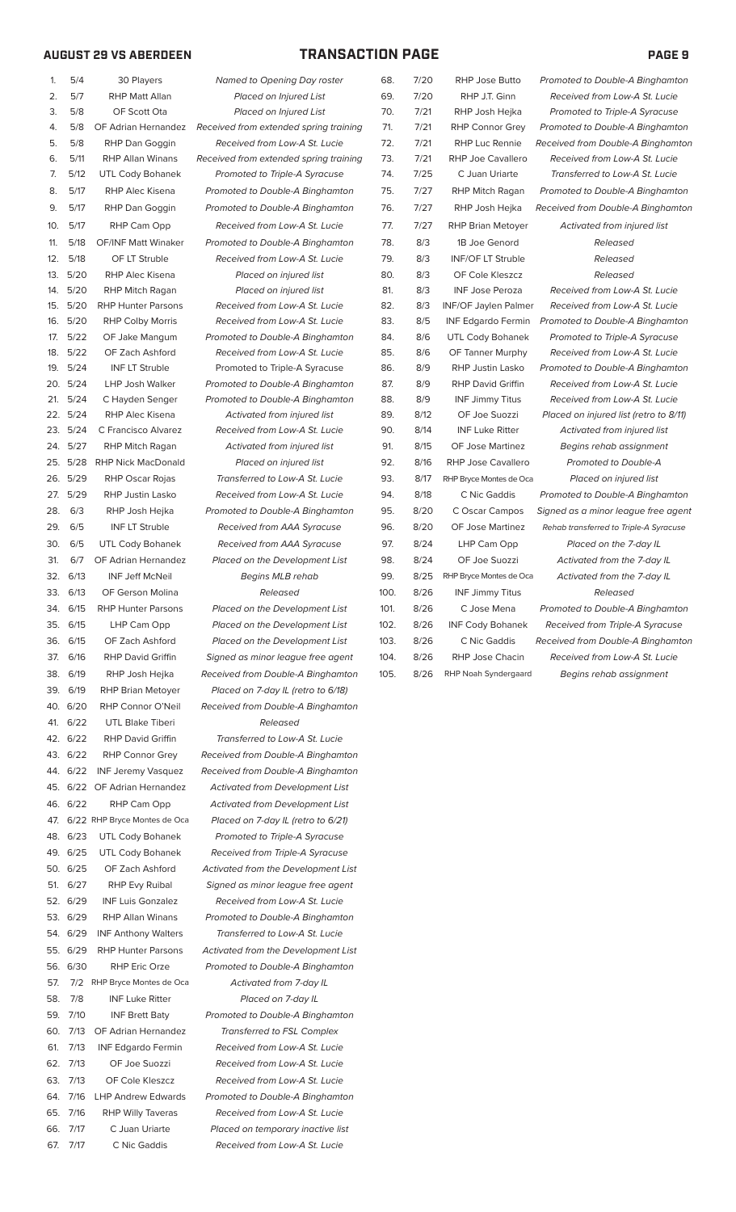## TRANSACTION PAGE

| | | | |
|---|---|---|---|
| 1. | 5/4 | 30 Players | Named to Opening Day roster |
| 2. | 5/7 | RHP Matt Allan | Placed on Injured List |
| 3. | 5/8 | OF Scott Ota | Placed on Injured List |
| 4. | 5/8 | OF Adrian Hernandez | Received from extended spring training |
| 5. | 5/8 | RHP Dan Goggin | Received from Low-A St. Lucie |
| 6. | 5/11 | RHP Allan Winans | Received from extended spring training |
| 7. | 5/12 | UTL Cody Bohanek | Promoted to Triple-A Syracuse |
| 8. | 5/17 | RHP Alec Kisena | Promoted to Double-A Binghamton |
| 9. | 5/17 | RHP Dan Goggin | Promoted to Double-A Binghamton |
| 10. | 5/17 | RHP Cam Opp | Received from Low-A St. Lucie |
| 11. | 5/18 | OF/INF Matt Winaker | Promoted to Double-A Binghamton |
| 12. | 5/18 | OF LT Struble | Received from Low-A St. Lucie |
| 13. | 5/20 | RHP Alec Kisena | Placed on injured list |
| 14. | 5/20 | RHP Mitch Ragan | Placed on injured list |
| 15. | 5/20 | RHP Hunter Parsons | Received from Low-A St. Lucie |
| 16. | 5/20 | RHP Colby Morris | Received from Low-A St. Lucie |
| 17. | 5/22 | OF Jake Mangum | Promoted to Double-A Binghamton |
| 18. | 5/22 | OF Zach Ashford | Received from Low-A St. Lucie |
| 19. | 5/24 | INF LT Struble | Promoted to Triple-A Syracuse |
| 20. | 5/24 | LHP Josh Walker | Promoted to Double-A Binghamton |
| 21. | 5/24 | C Hayden Senger | Promoted to Double-A Binghamton |
| 22. | 5/24 | RHP Alec Kisena | Activated from injured list |
| 23. | 5/24 | C Francisco Alvarez | Received from Low-A St. Lucie |
| 24. | 5/27 | RHP Mitch Ragan | Activated from injured list |
| 25. | 5/28 | RHP Nick MacDonald | Placed on injured list |
| 26. | 5/29 | RHP Oscar Rojas | Transferred to Low-A St. Lucie |
| 27. | 5/29 | RHP Justin Lasko | Received from Low-A St. Lucie |
| 28. | 6/3 | RHP Josh Hejka | Promoted to Double-A Binghamton |
| 29. | 6/5 | INF LT Struble | Received from AAA Syracuse |
| 30. | 6/5 | UTL Cody Bohanek | Received from AAA Syracuse |
| 31. | 6/7 | OF Adrian Hernandez | Placed on the Development List |
| 32. | 6/13 | INF Jeff McNeil | Begins MLB rehab |
| 33. | 6/13 | OF Gerson Molina | Released |
| 34. | 6/15 | RHP Hunter Parsons | Placed on the Development List |
| 35. | 6/15 | LHP Cam Opp | Placed on the Development List |
| 36. | 6/15 | OF Zach Ashford | Placed on the Development List |
| 37. | 6/16 | RHP David Griffin | Signed as minor league free agent |
| 38. | 6/19 | RHP Josh Hejka | Received from Double-A Binghamton |
| 39. | 6/19 | RHP Brian Metoyer | Placed on 7-day IL (retro to 6/18) |
| 40. | 6/20 | RHP Connor O'Neil | Received from Double-A Binghamton |
| 41. | 6/22 | UTL Blake Tiberi | Released |
| 42. | 6/22 | RHP David Griffin | Transferred to Low-A St. Lucie |
| 43. | 6/22 | RHP Connor Grey | Received from Double-A Binghamton |
| 44. | 6/22 | INF Jeremy Vasquez | Received from Double-A Binghamton |
| 45. | 6/22 | OF Adrian Hernandez | Activated from Development List |
| 46. | 6/22 | RHP Cam Opp | Activated from Development List |
| 47. | 6/22 | RHP Bryce Montes de Oca | Placed on 7-day IL (retro to 6/21) |
| 48. | 6/23 | UTL Cody Bohanek | Promoted to Triple-A Syracuse |
| 49. | 6/25 | UTL Cody Bohanek | Received from Triple-A Syracuse |
| 50. | 6/25 | OF Zach Ashford | Activated from the Development List |
| 51. | 6/27 | RHP Evy Ruibal | Signed as minor league free agent |
| 52. | 6/29 | INF Luis Gonzalez | Received from Low-A St. Lucie |
| 53. | 6/29 | RHP Allan Winans | Promoted to Double-A Binghamton |
| 54. | 6/29 | INF Anthony Walters | Transferred to Low-A St. Lucie |
| 55. | 6/29 | RHP Hunter Parsons | Activated from the Development List |
| 56. | 6/30 | RHP Eric Orze | Promoted to Double-A Binghamton |
| 57. | 7/2 | RHP Bryce Montes de Oca | Activated from 7-day IL |
| 58. | 7/8 | INF Luke Ritter | Placed on 7-day IL |
| 59. | 7/10 | INF Brett Baty | Promoted to Double-A Binghamton |
| 60. | 7/13 | OF Adrian Hernandez | Transferred to FSL Complex |
| 61. | 7/13 | INF Edgardo Fermin | Received from Low-A St. Lucie |
| 62. | 7/13 | OF Joe Suozzi | Received from Low-A St. Lucie |
| 63. | 7/13 | OF Cole Kleszcz | Received from Low-A St. Lucie |
| 64. | 7/16 | LHP Andrew Edwards | Promoted to Double-A Binghamton |
| 65. | 7/16 | RHP Willy Taveras | Received from Low-A St. Lucie |
| 66. | 7/17 | C Juan Uriarte | Placed on temporary inactive list |
| 67. | 7/17 | C Nic Gaddis | Received from Low-A St. Lucie |
| 68. | 7/20 | RHP Jose Butto | Promoted to Double-A Binghamton |
| 69. | 7/20 | RHP J.T. Ginn | Received from Low-A St. Lucie |
| 70. | 7/21 | RHP Josh Hejka | Promoted to Triple-A Syracuse |
| 71. | 7/21 | RHP Connor Grey | Promoted to Double-A Binghamton |
| 72. | 7/21 | RHP Luc Rennie | Received from Double-A Binghamton |
| 73. | 7/21 | RHP Joe Cavallero | Received from Low-A St. Lucie |
| 74. | 7/25 | C Juan Uriarte | Transferred to Low-A St. Lucie |
| 75. | 7/27 | RHP Mitch Ragan | Promoted to Double-A Binghamton |
| 76. | 7/27 | RHP Josh Hejka | Received from Double-A Binghamton |
| 77. | 7/27 | RHP Brian Metoyer | Activated from injured list |
| 78. | 8/3 | 1B Joe Genord | Released |
| 79. | 8/3 | INF/OF LT Struble | Released |
| 80. | 8/3 | OF Cole Kleszcz | Released |
| 81. | 8/3 | INF Jose Peroza | Received from Low-A St. Lucie |
| 82. | 8/3 | INF/OF Jaylen Palmer | Received from Low-A St. Lucie |
| 83. | 8/5 | INF Edgardo Fermin | Promoted to Double-A Binghamton |
| 84. | 8/6 | UTL Cody Bohanek | Promoted to Triple-A Syracuse |
| 85. | 8/6 | OF Tanner Murphy | Received from Low-A St. Lucie |
| 86. | 8/9 | RHP Justin Lasko | Promoted to Double-A Binghamton |
| 87. | 8/9 | RHP David Griffin | Received from Low-A St. Lucie |
| 88. | 8/9 | INF Jimmy Titus | Received from Low-A St. Lucie |
| 89. | 8/12 | OF Joe Suozzi | Placed on injured list (retro to 8/11) |
| 90. | 8/14 | INF Luke Ritter | Activated from injured list |
| 91. | 8/15 | OF Jose Martinez | Begins rehab assignment |
| 92. | 8/16 | RHP Jose Cavallero | Promoted to Double-A |
| 93. | 8/17 | RHP Bryce Montes de Oca | Placed on injured list |
| 94. | 8/18 | C Nic Gaddis | Promoted to Double-A Binghamton |
| 95. | 8/20 | C Oscar Campos | Signed as a minor league free agent |
| 96. | 8/20 | OF Jose Martinez | Rehab transferred to Triple-A Syracuse |
| 97. | 8/24 | LHP Cam Opp | Placed on the 7-day IL |
| 98. | 8/24 | OF Joe Suozzi | Activated from the 7-day IL |
| 99. | 8/25 | RHP Bryce Montes de Oca | Activated from the 7-day IL |
| 100. | 8/26 | INF Jimmy Titus | Released |
| 101. | 8/26 | C Jose Mena | Promoted to Double-A Binghamton |
| 102. | 8/26 | INF Cody Bohanek | Received from Triple-A Syracuse |
| 103. | 8/26 | C Nic Gaddis | Received from Double-A Binghamton |
| 104. | 8/26 | RHP Jose Chacin | Received from Low-A St. Lucie |
| 105. | 8/26 | RHP Noah Syndergaard | Begins rehab assignment |